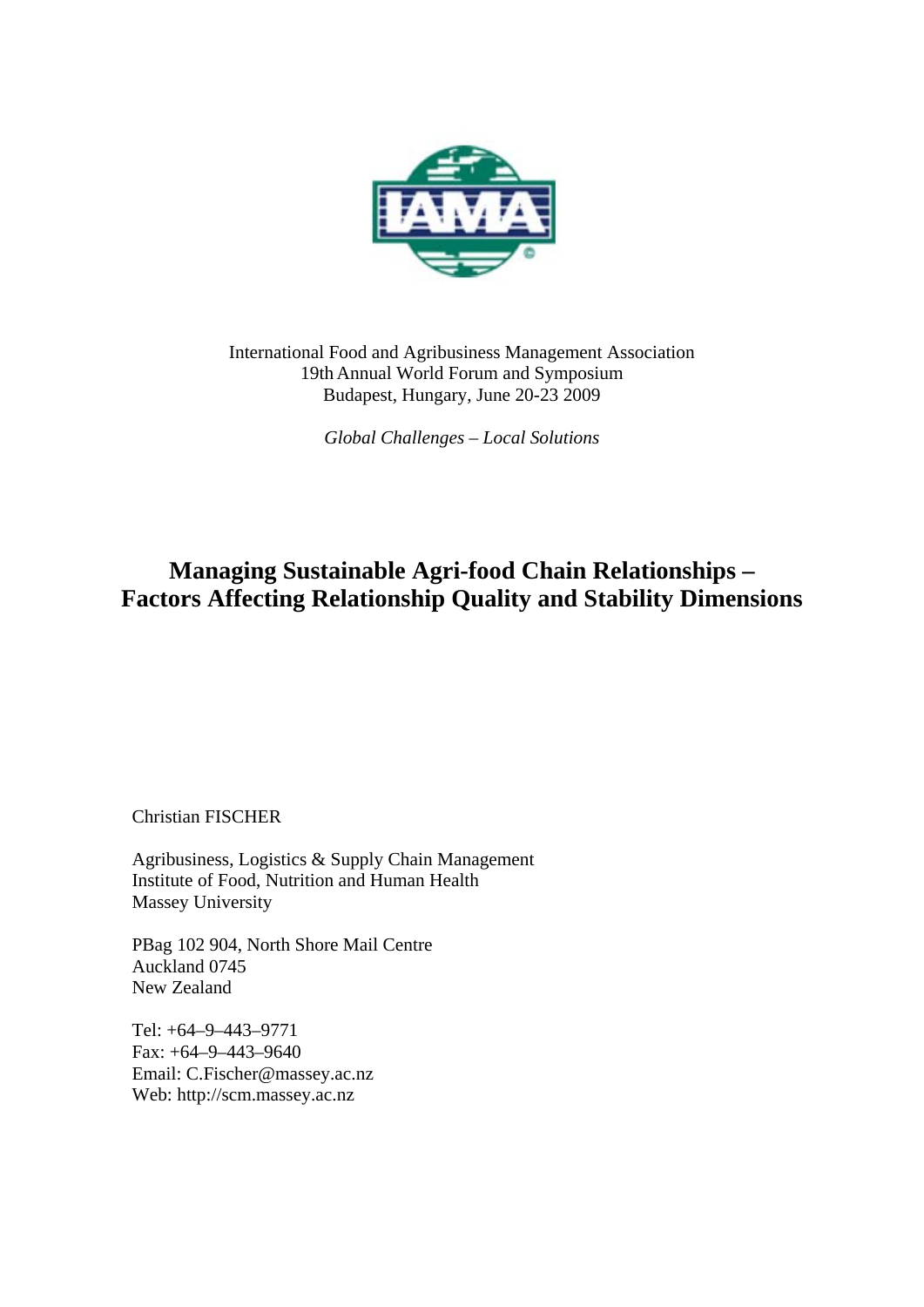International Food and Agribusiness Management Association
19th Annual World Forum and Symposium
Budapest, Hungary, June 20-23 2009

*Global Challenges – Local Solutions*

# Managing Sustainable Agri-food Chain Relationships – Factors Affecting Relationship Quality and Stability Dimensions

Christian FISCHER

Agribusiness, Logistics & Supply Chain Management
Institute of Food, Nutrition and Human Health
Massey University

PBag 102 904, North Shore Mail Centre
Auckland 0745
New Zealand

Tel: +64–9–443–9771
Fax: +64–9–443–9640
Email: C.Fischer@massey.ac.nz
Web: http://scm.massey.ac.nz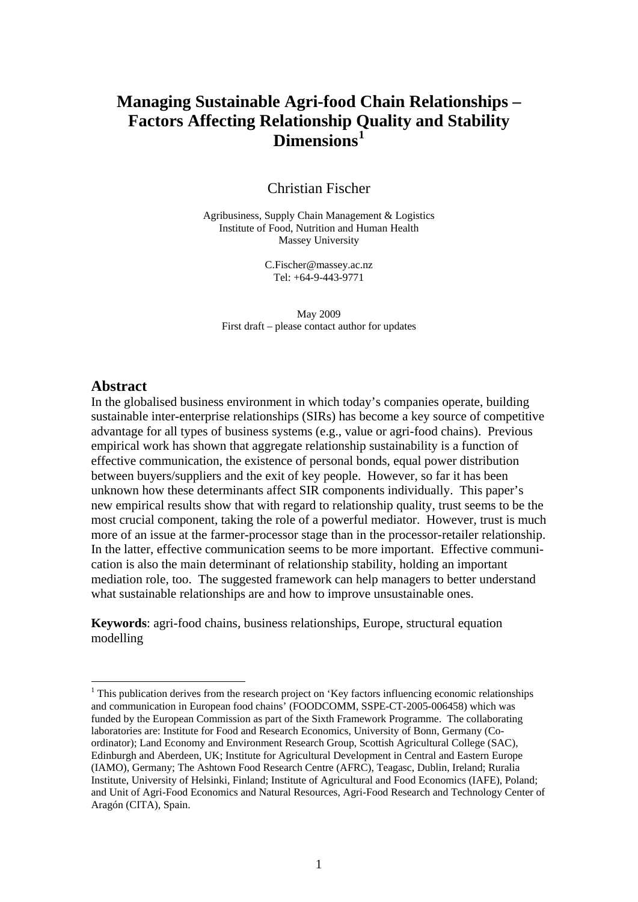# Managing Sustainable Agri-food Chain Relationships – Factors Affecting Relationship Quality and Stability Dimensions[1]

Christian Fischer

Agribusiness, Supply Chain Management & Logistics
Institute of Food, Nutrition and Human Health
Massey University

C.Fischer@massey.ac.nz
Tel: +64-9-443-9771

May 2009
First draft – please contact author for updates

## Abstract

In the globalised business environment in which today's companies operate, building sustainable inter-enterprise relationships (SIRs) has become a key source of competitive advantage for all types of business systems (e.g., value or agri-food chains). Previous empirical work has shown that aggregate relationship sustainability is a function of effective communication, the existence of personal bonds, equal power distribution between buyers/suppliers and the exit of key people. However, so far it has been unknown how these determinants affect SIR components individually. This paper's new empirical results show that with regard to relationship quality, trust seems to be the most crucial component, taking the role of a powerful mediator. However, trust is much more of an issue at the farmer-processor stage than in the processor-retailer relationship. In the latter, effective communication seems to be more important. Effective communication is also the main determinant of relationship stability, holding an important mediation role, too. The suggested framework can help managers to better understand what sustainable relationships are and how to improve unsustainable ones.

**Keywords**: agri-food chains, business relationships, Europe, structural equation modelling

---

[1] This publication derives from the research project on 'Key factors influencing economic relationships and communication in European food chains' (FOODCOMM, SSPE-CT-2005-006458) which was funded by the European Commission as part of the Sixth Framework Programme. The collaborating laboratories are: Institute for Food and Research Economics, University of Bonn, Germany (Co-ordinator); Land Economy and Environment Research Group, Scottish Agricultural College (SAC), Edinburgh and Aberdeen, UK; Institute for Agricultural Development in Central and Eastern Europe (IAMO), Germany; The Ashtown Food Research Centre (AFRC), Teagasc, Dublin, Ireland; Ruralia Institute, University of Helsinki, Finland; Institute of Agricultural and Food Economics (IAFE), Poland; and Unit of Agri-Food Economics and Natural Resources, Agri-Food Research and Technology Center of Aragón (CITA), Spain.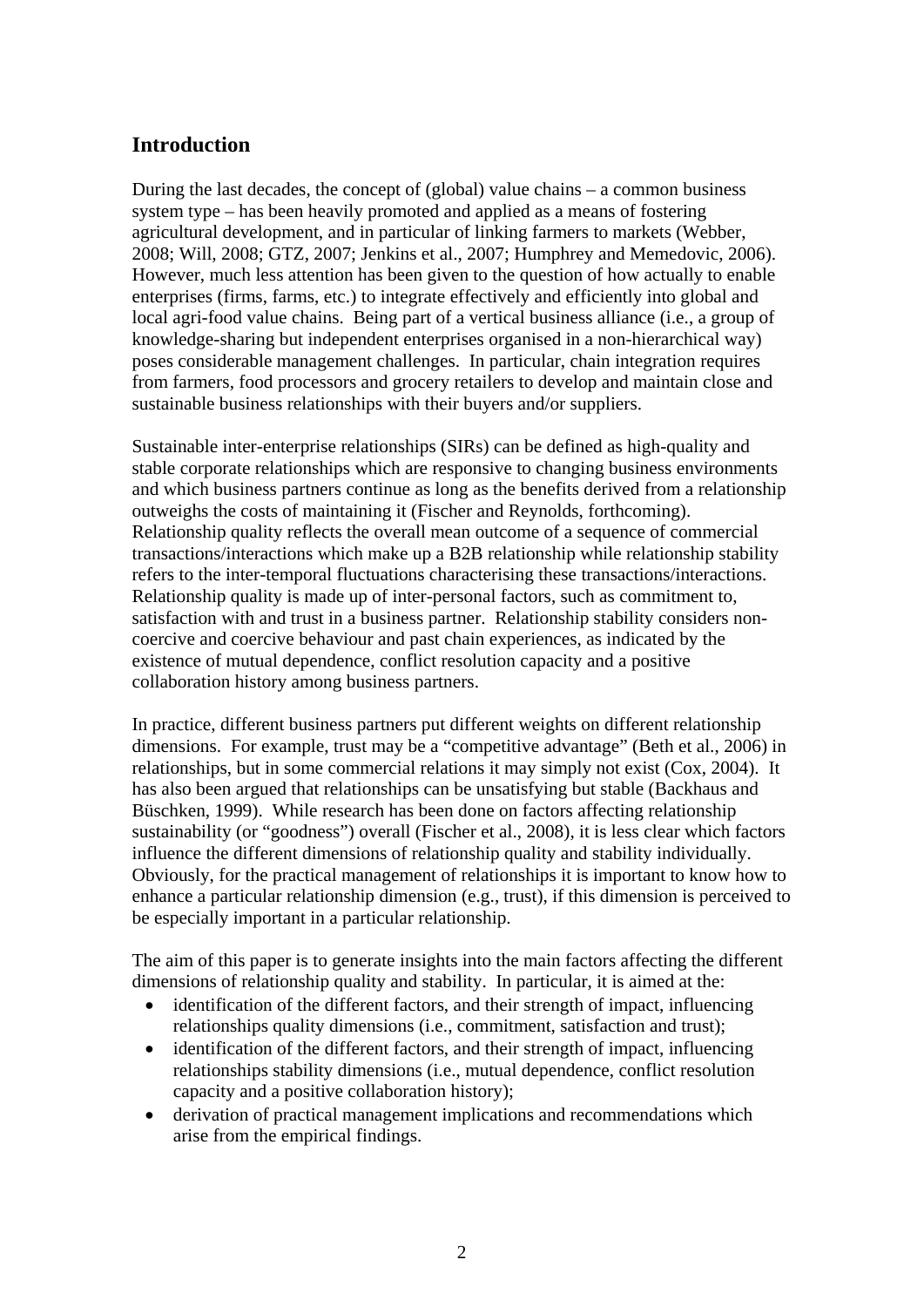## Introduction

During the last decades, the concept of (global) value chains – a common business system type – has been heavily promoted and applied as a means of fostering agricultural development, and in particular of linking farmers to markets (Webber, 2008; Will, 2008; GTZ, 2007; Jenkins et al., 2007; Humphrey and Memedovic, 2006). However, much less attention has been given to the question of how actually to enable enterprises (firms, farms, etc.) to integrate effectively and efficiently into global and local agri-food value chains. Being part of a vertical business alliance (i.e., a group of knowledge-sharing but independent enterprises organised in a non-hierarchical way) poses considerable management challenges. In particular, chain integration requires from farmers, food processors and grocery retailers to develop and maintain close and sustainable business relationships with their buyers and/or suppliers.

Sustainable inter-enterprise relationships (SIRs) can be defined as high-quality and stable corporate relationships which are responsive to changing business environments and which business partners continue as long as the benefits derived from a relationship outweighs the costs of maintaining it (Fischer and Reynolds, forthcoming). Relationship quality reflects the overall mean outcome of a sequence of commercial transactions/interactions which make up a B2B relationship while relationship stability refers to the inter-temporal fluctuations characterising these transactions/interactions. Relationship quality is made up of inter-personal factors, such as commitment to, satisfaction with and trust in a business partner. Relationship stability considers non-coercive and coercive behaviour and past chain experiences, as indicated by the existence of mutual dependence, conflict resolution capacity and a positive collaboration history among business partners.

In practice, different business partners put different weights on different relationship dimensions. For example, trust may be a "competitive advantage" (Beth et al., 2006) in relationships, but in some commercial relations it may simply not exist (Cox, 2004). It has also been argued that relationships can be unsatisfying but stable (Backhaus and Büschken, 1999). While research has been done on factors affecting relationship sustainability (or "goodness") overall (Fischer et al., 2008), it is less clear which factors influence the different dimensions of relationship quality and stability individually. Obviously, for the practical management of relationships it is important to know how to enhance a particular relationship dimension (e.g., trust), if this dimension is perceived to be especially important in a particular relationship.

The aim of this paper is to generate insights into the main factors affecting the different dimensions of relationship quality and stability. In particular, it is aimed at the:

- identification of the different factors, and their strength of impact, influencing relationships quality dimensions (i.e., commitment, satisfaction and trust);
- identification of the different factors, and their strength of impact, influencing relationships stability dimensions (i.e., mutual dependence, conflict resolution capacity and a positive collaboration history);
- derivation of practical management implications and recommendations which arise from the empirical findings.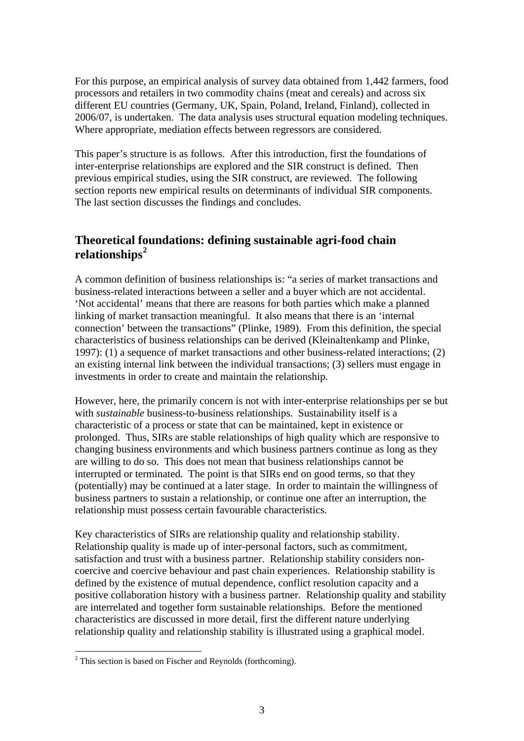For this purpose, an empirical analysis of survey data obtained from 1,442 farmers, food processors and retailers in two commodity chains (meat and cereals) and across six different EU countries (Germany, UK, Spain, Poland, Ireland, Finland), collected in 2006/07, is undertaken. The data analysis uses structural equation modeling techniques. Where appropriate, mediation effects between regressors are considered.

This paper's structure is as follows. After this introduction, first the foundations of inter-enterprise relationships are explored and the SIR construct is defined. Then previous empirical studies, using the SIR construct, are reviewed. The following section reports new empirical results on determinants of individual SIR components. The last section discusses the findings and concludes.

## Theoretical foundations: defining sustainable agri-food chain relationships[2]

A common definition of business relationships is: "a series of market transactions and business-related interactions between a seller and a buyer which are not accidental. 'Not accidental' means that there are reasons for both parties which make a planned linking of market transaction meaningful. It also means that there is an 'internal connection' between the transactions" (Plinke, 1989). From this definition, the special characteristics of business relationships can be derived (Kleinaltenkamp and Plinke, 1997): (1) a sequence of market transactions and other business-related interactions; (2) an existing internal link between the individual transactions; (3) sellers must engage in investments in order to create and maintain the relationship.

However, here, the primarily concern is not with inter-enterprise relationships per se but with *sustainable* business-to-business relationships. Sustainability itself is a characteristic of a process or state that can be maintained, kept in existence or prolonged. Thus, SIRs are stable relationships of high quality which are responsive to changing business environments and which business partners continue as long as they are willing to do so. This does not mean that business relationships cannot be interrupted or terminated. The point is that SIRs end on good terms, so that they (potentially) may be continued at a later stage. In order to maintain the willingness of business partners to sustain a relationship, or continue one after an interruption, the relationship must possess certain favourable characteristics.

Key characteristics of SIRs are relationship quality and relationship stability. Relationship quality is made up of inter-personal factors, such as commitment, satisfaction and trust with a business partner. Relationship stability considers non-coercive and coercive behaviour and past chain experiences. Relationship stability is defined by the existence of mutual dependence, conflict resolution capacity and a positive collaboration history with a business partner. Relationship quality and stability are interrelated and together form sustainable relationships. Before the mentioned characteristics are discussed in more detail, first the different nature underlying relationship quality and relationship stability is illustrated using a graphical model.

---

[2] This section is based on Fischer and Reynolds (forthcoming).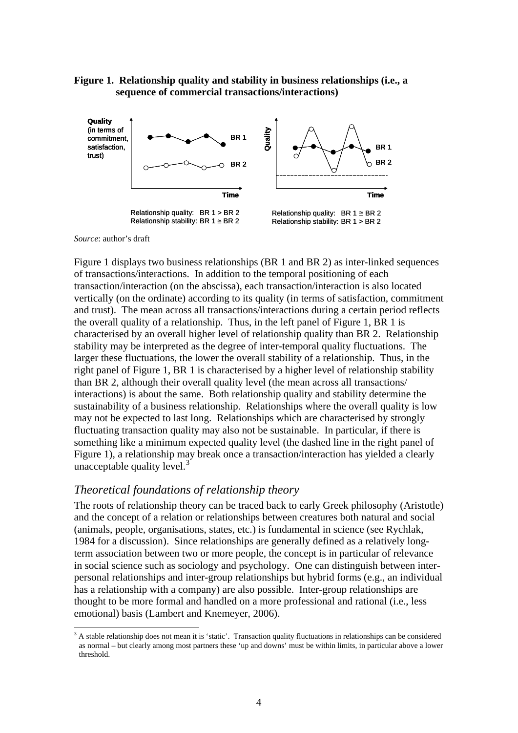**Figure 1. Relationship quality and stability in business relationships (i.e., a sequence of commercial transactions/interactions)**

Relationship quality: BR 1 > BR 2
Relationship stability: BR 1 ≅ BR 2

Relationship quality: BR 1 ≅ BR 2
Relationship stability: BR 1 > BR 2

*Source*: author's draft

Figure 1 displays two business relationships (BR 1 and BR 2) as inter-linked sequences of transactions/interactions. In addition to the temporal positioning of each transaction/interaction (on the abscissa), each transaction/interaction is also located vertically (on the ordinate) according to its quality (in terms of satisfaction, commitment and trust). The mean across all transactions/interactions during a certain period reflects the overall quality of a relationship. Thus, in the left panel of Figure 1, BR 1 is characterised by an overall higher level of relationship quality than BR 2. Relationship stability may be interpreted as the degree of inter-temporal quality fluctuations. The larger these fluctuations, the lower the overall stability of a relationship. Thus, in the right panel of Figure 1, BR 1 is characterised by a higher level of relationship stability than BR 2, although their overall quality level (the mean across all transactions/ interactions) is about the same. Both relationship quality and stability determine the sustainability of a business relationship. Relationships where the overall quality is low may not be expected to last long. Relationships which are characterised by strongly fluctuating transaction quality may also not be sustainable. In particular, if there is something like a minimum expected quality level (the dashed line in the right panel of Figure 1), a relationship may break once a transaction/interaction has yielded a clearly unacceptable quality level.[3]

## *Theoretical foundations of relationship theory*

The roots of relationship theory can be traced back to early Greek philosophy (Aristotle) and the concept of a relation or relationships between creatures both natural and social (animals, people, organisations, states, etc.) is fundamental in science (see Rychlak, 1984 for a discussion). Since relationships are generally defined as a relatively long-term association between two or more people, the concept is in particular of relevance in social science such as sociology and psychology. One can distinguish between inter-personal relationships and inter-group relationships but hybrid forms (e.g., an individual has a relationship with a company) are also possible. Inter-group relationships are thought to be more formal and handled on a more professional and rational (i.e., less emotional) basis (Lambert and Knemeyer, 2006).

---

[3] A stable relationship does not mean it is 'static'. Transaction quality fluctuations in relationships can be considered as normal – but clearly among most partners these 'up and downs' must be within limits, in particular above a lower threshold.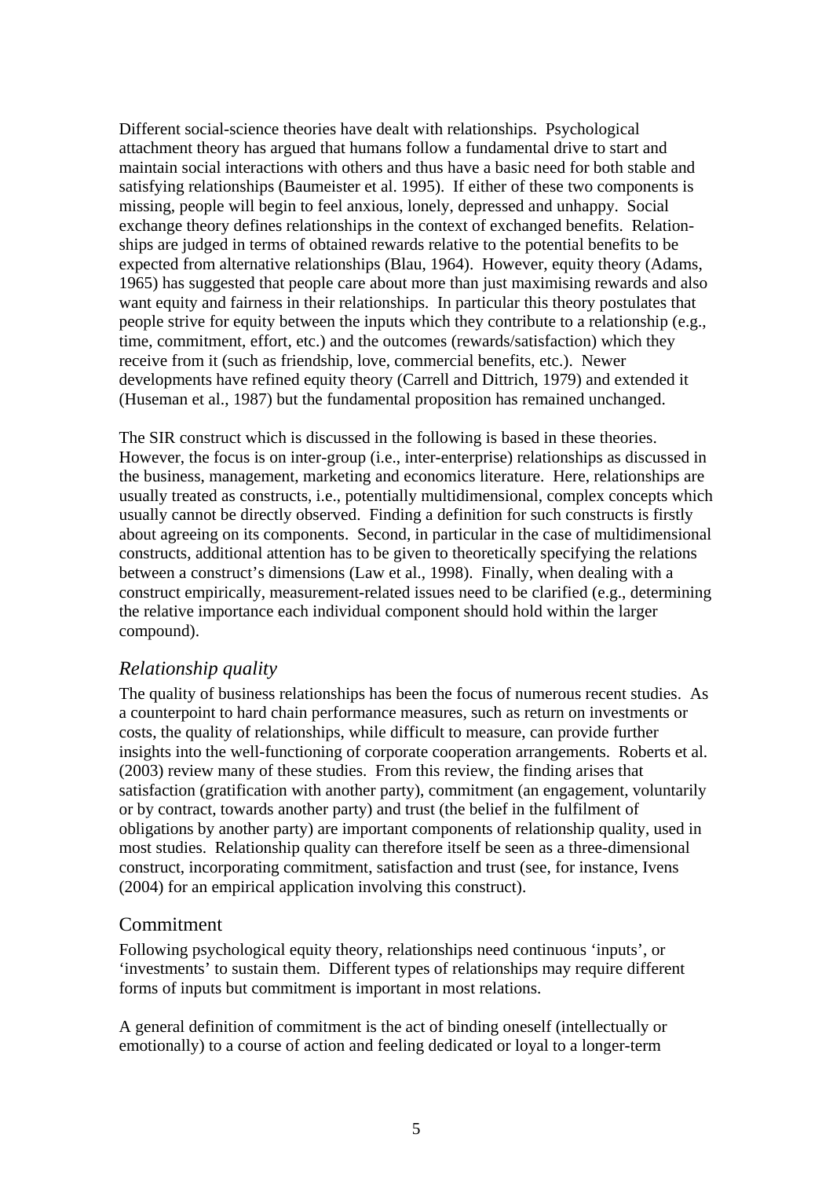Different social-science theories have dealt with relationships. Psychological attachment theory has argued that humans follow a fundamental drive to start and maintain social interactions with others and thus have a basic need for both stable and satisfying relationships (Baumeister et al. 1995). If either of these two components is missing, people will begin to feel anxious, lonely, depressed and unhappy. Social exchange theory defines relationships in the context of exchanged benefits. Relationships are judged in terms of obtained rewards relative to the potential benefits to be expected from alternative relationships (Blau, 1964). However, equity theory (Adams, 1965) has suggested that people care about more than just maximising rewards and also want equity and fairness in their relationships. In particular this theory postulates that people strive for equity between the inputs which they contribute to a relationship (e.g., time, commitment, effort, etc.) and the outcomes (rewards/satisfaction) which they receive from it (such as friendship, love, commercial benefits, etc.). Newer developments have refined equity theory (Carrell and Dittrich, 1979) and extended it (Huseman et al., 1987) but the fundamental proposition has remained unchanged.

The SIR construct which is discussed in the following is based in these theories. However, the focus is on inter-group (i.e., inter-enterprise) relationships as discussed in the business, management, marketing and economics literature. Here, relationships are usually treated as constructs, i.e., potentially multidimensional, complex concepts which usually cannot be directly observed. Finding a definition for such constructs is firstly about agreeing on its components. Second, in particular in the case of multidimensional constructs, additional attention has to be given to theoretically specifying the relations between a construct's dimensions (Law et al., 1998). Finally, when dealing with a construct empirically, measurement-related issues need to be clarified (e.g., determining the relative importance each individual component should hold within the larger compound).

### *Relationship quality*

The quality of business relationships has been the focus of numerous recent studies. As a counterpoint to hard chain performance measures, such as return on investments or costs, the quality of relationships, while difficult to measure, can provide further insights into the well-functioning of corporate cooperation arrangements. Roberts et al. (2003) review many of these studies. From this review, the finding arises that satisfaction (gratification with another party), commitment (an engagement, voluntarily or by contract, towards another party) and trust (the belief in the fulfilment of obligations by another party) are important components of relationship quality, used in most studies. Relationship quality can therefore itself be seen as a three-dimensional construct, incorporating commitment, satisfaction and trust (see, for instance, Ivens (2004) for an empirical application involving this construct).

### Commitment

Following psychological equity theory, relationships need continuous 'inputs', or 'investments' to sustain them. Different types of relationships may require different forms of inputs but commitment is important in most relations.

A general definition of commitment is the act of binding oneself (intellectually or emotionally) to a course of action and feeling dedicated or loyal to a longer-term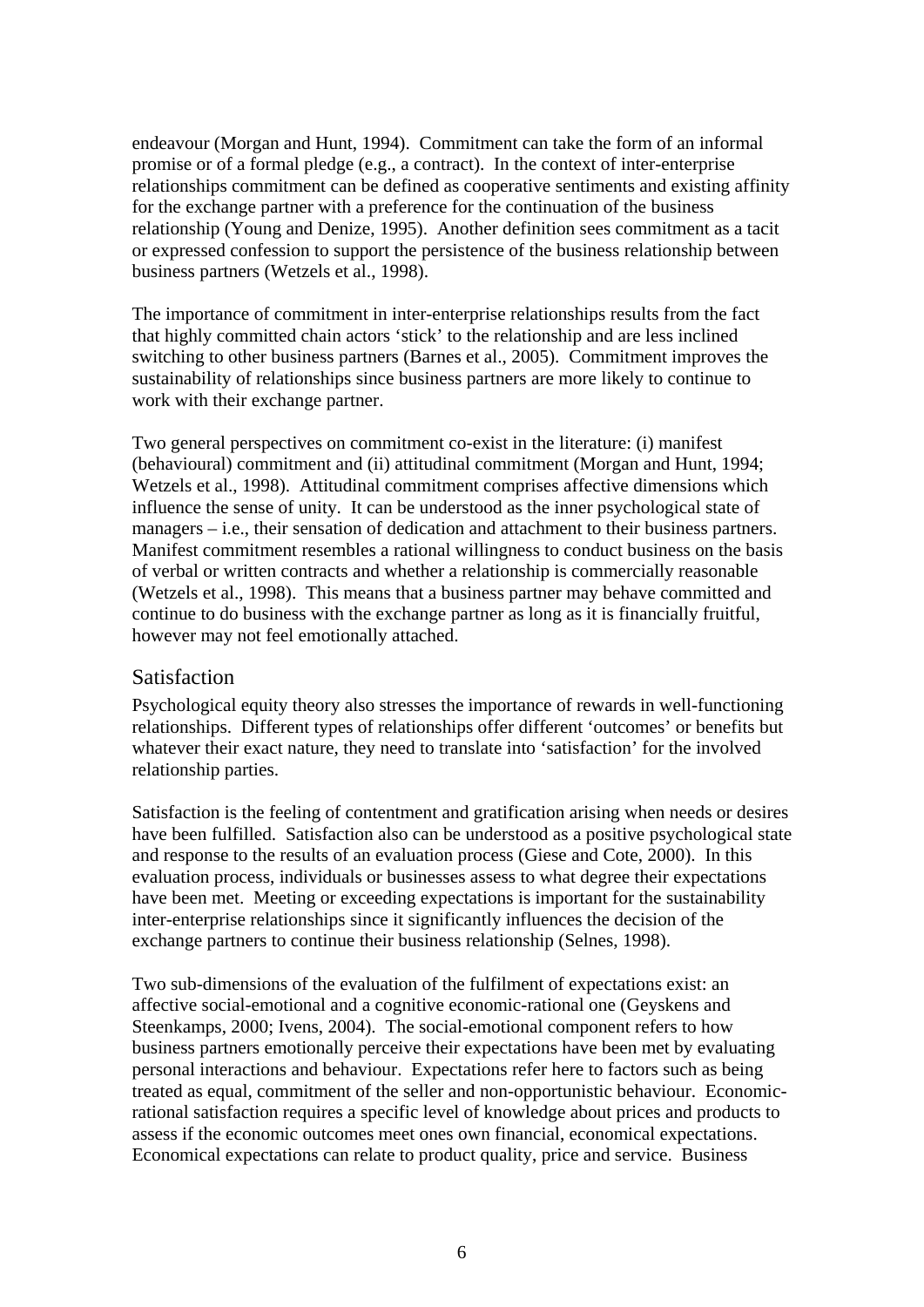endeavour (Morgan and Hunt, 1994). Commitment can take the form of an informal promise or of a formal pledge (e.g., a contract). In the context of inter-enterprise relationships commitment can be defined as cooperative sentiments and existing affinity for the exchange partner with a preference for the continuation of the business relationship (Young and Denize, 1995). Another definition sees commitment as a tacit or expressed confession to support the persistence of the business relationship between business partners (Wetzels et al., 1998).

The importance of commitment in inter-enterprise relationships results from the fact that highly committed chain actors 'stick' to the relationship and are less inclined switching to other business partners (Barnes et al., 2005). Commitment improves the sustainability of relationships since business partners are more likely to continue to work with their exchange partner.

Two general perspectives on commitment co-exist in the literature: (i) manifest (behavioural) commitment and (ii) attitudinal commitment (Morgan and Hunt, 1994; Wetzels et al., 1998). Attitudinal commitment comprises affective dimensions which influence the sense of unity. It can be understood as the inner psychological state of managers – i.e., their sensation of dedication and attachment to their business partners. Manifest commitment resembles a rational willingness to conduct business on the basis of verbal or written contracts and whether a relationship is commercially reasonable (Wetzels et al., 1998). This means that a business partner may behave committed and continue to do business with the exchange partner as long as it is financially fruitful, however may not feel emotionally attached.

## Satisfaction

Psychological equity theory also stresses the importance of rewards in well-functioning relationships. Different types of relationships offer different 'outcomes' or benefits but whatever their exact nature, they need to translate into 'satisfaction' for the involved relationship parties.

Satisfaction is the feeling of contentment and gratification arising when needs or desires have been fulfilled. Satisfaction also can be understood as a positive psychological state and response to the results of an evaluation process (Giese and Cote, 2000). In this evaluation process, individuals or businesses assess to what degree their expectations have been met. Meeting or exceeding expectations is important for the sustainability inter-enterprise relationships since it significantly influences the decision of the exchange partners to continue their business relationship (Selnes, 1998).

Two sub-dimensions of the evaluation of the fulfilment of expectations exist: an affective social-emotional and a cognitive economic-rational one (Geyskens and Steenkamps, 2000; Ivens, 2004). The social-emotional component refers to how business partners emotionally perceive their expectations have been met by evaluating personal interactions and behaviour. Expectations refer here to factors such as being treated as equal, commitment of the seller and non-opportunistic behaviour. Economic-rational satisfaction requires a specific level of knowledge about prices and products to assess if the economic outcomes meet ones own financial, economical expectations. Economical expectations can relate to product quality, price and service. Business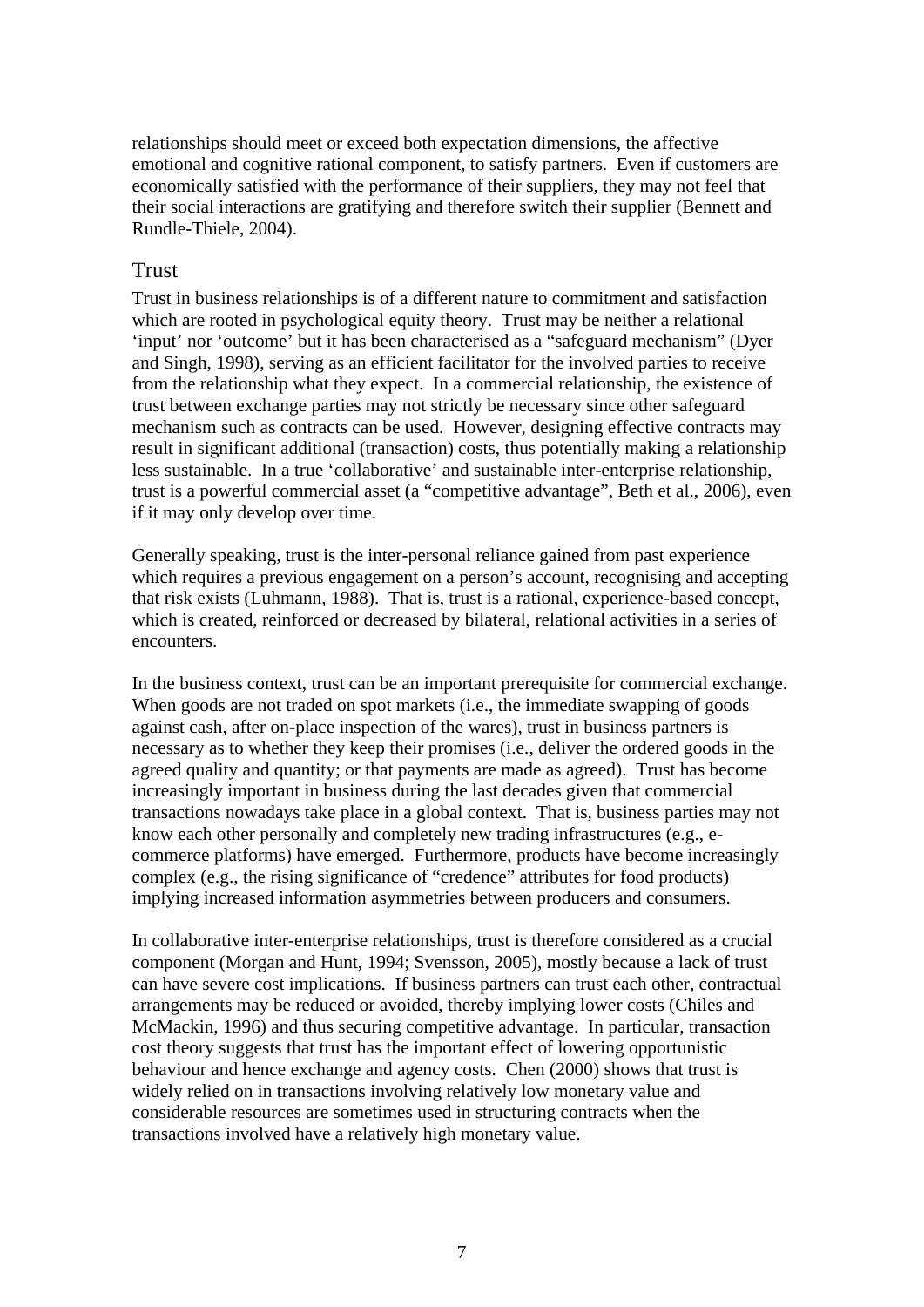relationships should meet or exceed both expectation dimensions, the affective emotional and cognitive rational component, to satisfy partners. Even if customers are economically satisfied with the performance of their suppliers, they may not feel that their social interactions are gratifying and therefore switch their supplier (Bennett and Rundle-Thiele, 2004).

## Trust

Trust in business relationships is of a different nature to commitment and satisfaction which are rooted in psychological equity theory. Trust may be neither a relational 'input' nor 'outcome' but it has been characterised as a "safeguard mechanism" (Dyer and Singh, 1998), serving as an efficient facilitator for the involved parties to receive from the relationship what they expect. In a commercial relationship, the existence of trust between exchange parties may not strictly be necessary since other safeguard mechanism such as contracts can be used. However, designing effective contracts may result in significant additional (transaction) costs, thus potentially making a relationship less sustainable. In a true 'collaborative' and sustainable inter-enterprise relationship, trust is a powerful commercial asset (a "competitive advantage", Beth et al., 2006), even if it may only develop over time.

Generally speaking, trust is the inter-personal reliance gained from past experience which requires a previous engagement on a person's account, recognising and accepting that risk exists (Luhmann, 1988). That is, trust is a rational, experience-based concept, which is created, reinforced or decreased by bilateral, relational activities in a series of encounters.

In the business context, trust can be an important prerequisite for commercial exchange. When goods are not traded on spot markets (i.e., the immediate swapping of goods against cash, after on-place inspection of the wares), trust in business partners is necessary as to whether they keep their promises (i.e., deliver the ordered goods in the agreed quality and quantity; or that payments are made as agreed). Trust has become increasingly important in business during the last decades given that commercial transactions nowadays take place in a global context. That is, business parties may not know each other personally and completely new trading infrastructures (e.g., e-commerce platforms) have emerged. Furthermore, products have become increasingly complex (e.g., the rising significance of "credence" attributes for food products) implying increased information asymmetries between producers and consumers.

In collaborative inter-enterprise relationships, trust is therefore considered as a crucial component (Morgan and Hunt, 1994; Svensson, 2005), mostly because a lack of trust can have severe cost implications. If business partners can trust each other, contractual arrangements may be reduced or avoided, thereby implying lower costs (Chiles and McMackin, 1996) and thus securing competitive advantage. In particular, transaction cost theory suggests that trust has the important effect of lowering opportunistic behaviour and hence exchange and agency costs. Chen (2000) shows that trust is widely relied on in transactions involving relatively low monetary value and considerable resources are sometimes used in structuring contracts when the transactions involved have a relatively high monetary value.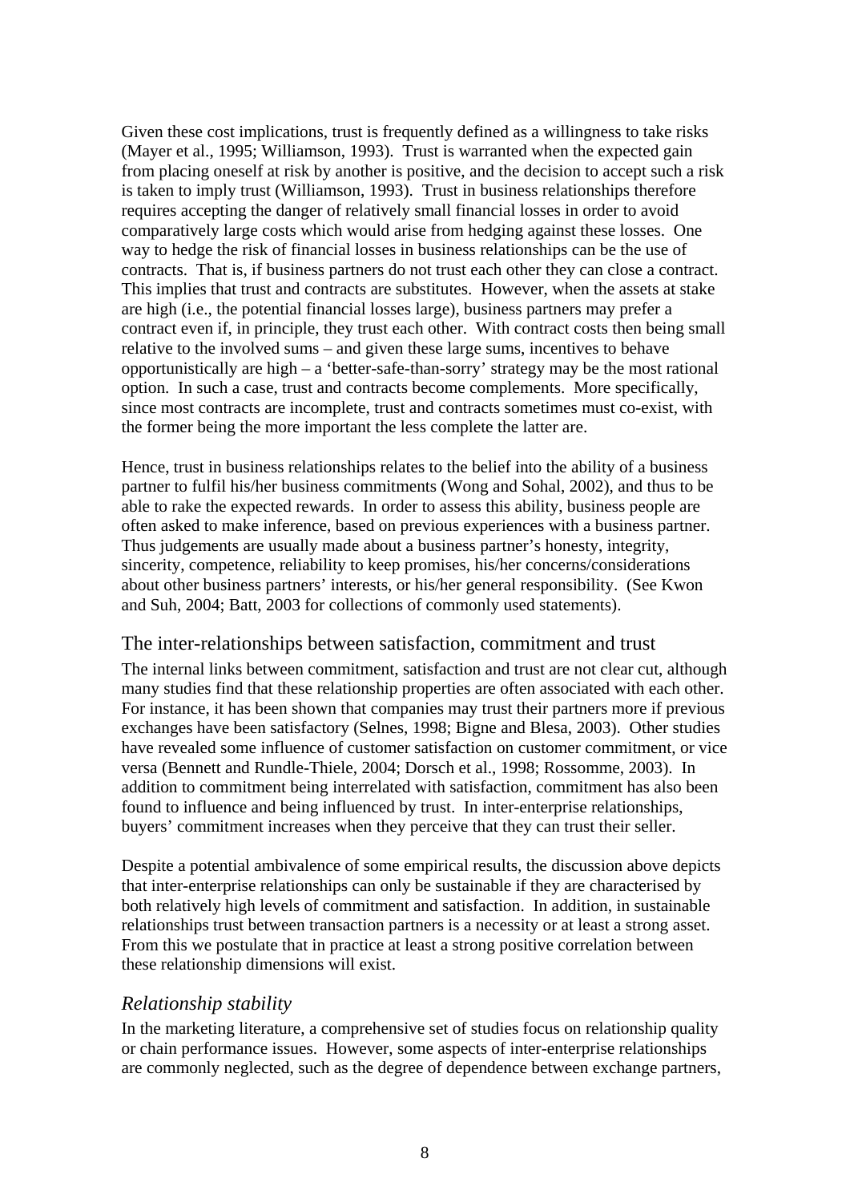Given these cost implications, trust is frequently defined as a willingness to take risks (Mayer et al., 1995; Williamson, 1993). Trust is warranted when the expected gain from placing oneself at risk by another is positive, and the decision to accept such a risk is taken to imply trust (Williamson, 1993). Trust in business relationships therefore requires accepting the danger of relatively small financial losses in order to avoid comparatively large costs which would arise from hedging against these losses. One way to hedge the risk of financial losses in business relationships can be the use of contracts. That is, if business partners do not trust each other they can close a contract. This implies that trust and contracts are substitutes. However, when the assets at stake are high (i.e., the potential financial losses large), business partners may prefer a contract even if, in principle, they trust each other. With contract costs then being small relative to the involved sums – and given these large sums, incentives to behave opportunistically are high – a 'better-safe-than-sorry' strategy may be the most rational option. In such a case, trust and contracts become complements. More specifically, since most contracts are incomplete, trust and contracts sometimes must co-exist, with the former being the more important the less complete the latter are.

Hence, trust in business relationships relates to the belief into the ability of a business partner to fulfil his/her business commitments (Wong and Sohal, 2002), and thus to be able to rake the expected rewards. In order to assess this ability, business people are often asked to make inference, based on previous experiences with a business partner. Thus judgements are usually made about a business partner's honesty, integrity, sincerity, competence, reliability to keep promises, his/her concerns/considerations about other business partners' interests, or his/her general responsibility. (See Kwon and Suh, 2004; Batt, 2003 for collections of commonly used statements).

## The inter-relationships between satisfaction, commitment and trust

The internal links between commitment, satisfaction and trust are not clear cut, although many studies find that these relationship properties are often associated with each other. For instance, it has been shown that companies may trust their partners more if previous exchanges have been satisfactory (Selnes, 1998; Bigne and Blesa, 2003). Other studies have revealed some influence of customer satisfaction on customer commitment, or vice versa (Bennett and Rundle-Thiele, 2004; Dorsch et al., 1998; Rossomme, 2003). In addition to commitment being interrelated with satisfaction, commitment has also been found to influence and being influenced by trust. In inter-enterprise relationships, buyers' commitment increases when they perceive that they can trust their seller.

Despite a potential ambivalence of some empirical results, the discussion above depicts that inter-enterprise relationships can only be sustainable if they are characterised by both relatively high levels of commitment and satisfaction. In addition, in sustainable relationships trust between transaction partners is a necessity or at least a strong asset. From this we postulate that in practice at least a strong positive correlation between these relationship dimensions will exist.

## *Relationship stability*

In the marketing literature, a comprehensive set of studies focus on relationship quality or chain performance issues. However, some aspects of inter-enterprise relationships are commonly neglected, such as the degree of dependence between exchange partners,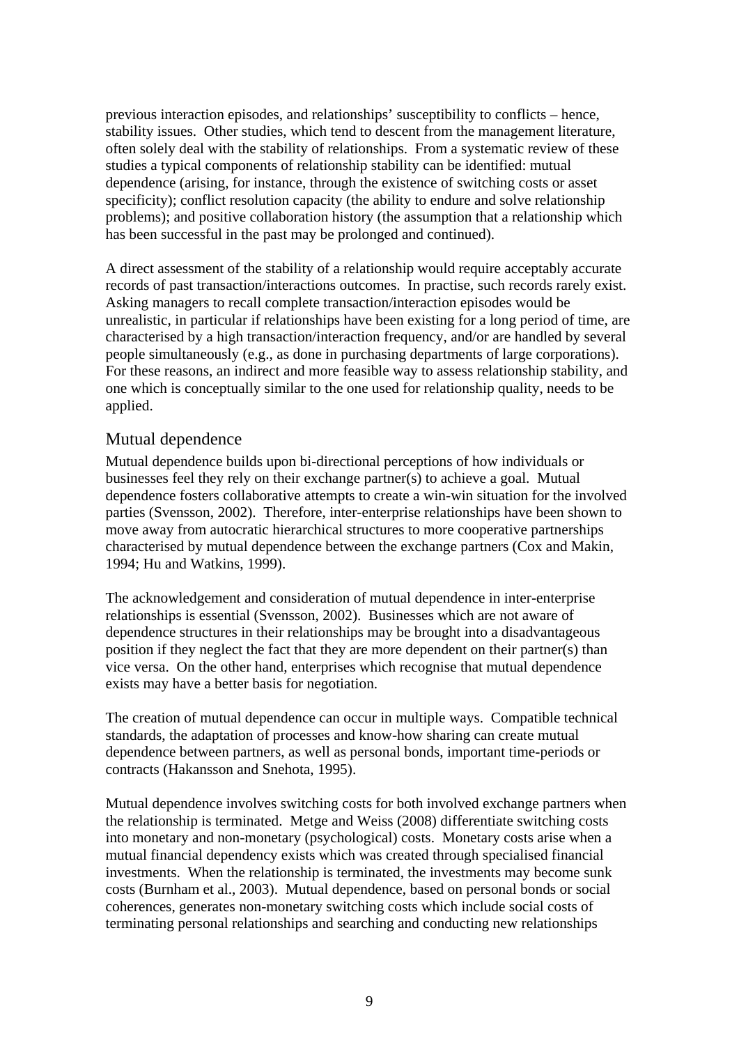previous interaction episodes, and relationships' susceptibility to conflicts – hence, stability issues. Other studies, which tend to descent from the management literature, often solely deal with the stability of relationships. From a systematic review of these studies a typical components of relationship stability can be identified: mutual dependence (arising, for instance, through the existence of switching costs or asset specificity); conflict resolution capacity (the ability to endure and solve relationship problems); and positive collaboration history (the assumption that a relationship which has been successful in the past may be prolonged and continued).

A direct assessment of the stability of a relationship would require acceptably accurate records of past transaction/interactions outcomes. In practise, such records rarely exist. Asking managers to recall complete transaction/interaction episodes would be unrealistic, in particular if relationships have been existing for a long period of time, are characterised by a high transaction/interaction frequency, and/or are handled by several people simultaneously (e.g., as done in purchasing departments of large corporations). For these reasons, an indirect and more feasible way to assess relationship stability, and one which is conceptually similar to the one used for relationship quality, needs to be applied.

## Mutual dependence

Mutual dependence builds upon bi-directional perceptions of how individuals or businesses feel they rely on their exchange partner(s) to achieve a goal. Mutual dependence fosters collaborative attempts to create a win-win situation for the involved parties (Svensson, 2002). Therefore, inter-enterprise relationships have been shown to move away from autocratic hierarchical structures to more cooperative partnerships characterised by mutual dependence between the exchange partners (Cox and Makin, 1994; Hu and Watkins, 1999).

The acknowledgement and consideration of mutual dependence in inter-enterprise relationships is essential (Svensson, 2002). Businesses which are not aware of dependence structures in their relationships may be brought into a disadvantageous position if they neglect the fact that they are more dependent on their partner(s) than vice versa. On the other hand, enterprises which recognise that mutual dependence exists may have a better basis for negotiation.

The creation of mutual dependence can occur in multiple ways. Compatible technical standards, the adaptation of processes and know-how sharing can create mutual dependence between partners, as well as personal bonds, important time-periods or contracts (Hakansson and Snehota, 1995).

Mutual dependence involves switching costs for both involved exchange partners when the relationship is terminated. Metge and Weiss (2008) differentiate switching costs into monetary and non-monetary (psychological) costs. Monetary costs arise when a mutual financial dependency exists which was created through specialised financial investments. When the relationship is terminated, the investments may become sunk costs (Burnham et al., 2003). Mutual dependence, based on personal bonds or social coherences, generates non-monetary switching costs which include social costs of terminating personal relationships and searching and conducting new relationships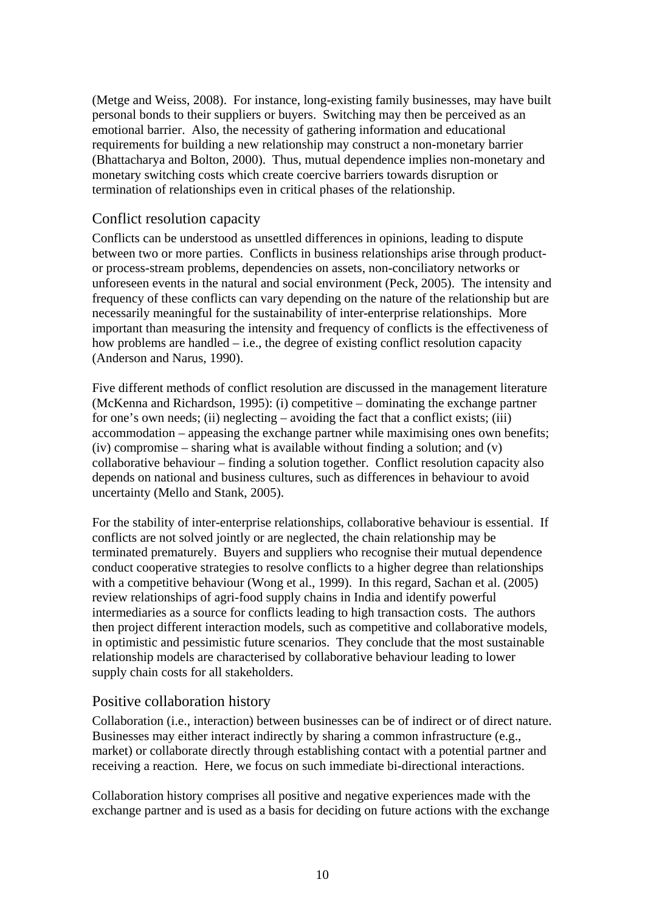(Metge and Weiss, 2008). For instance, long-existing family businesses, may have built personal bonds to their suppliers or buyers. Switching may then be perceived as an emotional barrier. Also, the necessity of gathering information and educational requirements for building a new relationship may construct a non-monetary barrier (Bhattacharya and Bolton, 2000). Thus, mutual dependence implies non-monetary and monetary switching costs which create coercive barriers towards disruption or termination of relationships even in critical phases of the relationship.

## Conflict resolution capacity

Conflicts can be understood as unsettled differences in opinions, leading to dispute between two or more parties. Conflicts in business relationships arise through product- or process-stream problems, dependencies on assets, non-conciliatory networks or unforeseen events in the natural and social environment (Peck, 2005). The intensity and frequency of these conflicts can vary depending on the nature of the relationship but are necessarily meaningful for the sustainability of inter-enterprise relationships. More important than measuring the intensity and frequency of conflicts is the effectiveness of how problems are handled – i.e., the degree of existing conflict resolution capacity (Anderson and Narus, 1990).

Five different methods of conflict resolution are discussed in the management literature (McKenna and Richardson, 1995): (i) competitive – dominating the exchange partner for one's own needs; (ii) neglecting – avoiding the fact that a conflict exists; (iii) accommodation – appeasing the exchange partner while maximising ones own benefits; (iv) compromise – sharing what is available without finding a solution; and (v) collaborative behaviour – finding a solution together. Conflict resolution capacity also depends on national and business cultures, such as differences in behaviour to avoid uncertainty (Mello and Stank, 2005).

For the stability of inter-enterprise relationships, collaborative behaviour is essential. If conflicts are not solved jointly or are neglected, the chain relationship may be terminated prematurely. Buyers and suppliers who recognise their mutual dependence conduct cooperative strategies to resolve conflicts to a higher degree than relationships with a competitive behaviour (Wong et al., 1999). In this regard, Sachan et al. (2005) review relationships of agri-food supply chains in India and identify powerful intermediaries as a source for conflicts leading to high transaction costs. The authors then project different interaction models, such as competitive and collaborative models, in optimistic and pessimistic future scenarios. They conclude that the most sustainable relationship models are characterised by collaborative behaviour leading to lower supply chain costs for all stakeholders.

## Positive collaboration history

Collaboration (i.e., interaction) between businesses can be of indirect or of direct nature. Businesses may either interact indirectly by sharing a common infrastructure (e.g., market) or collaborate directly through establishing contact with a potential partner and receiving a reaction. Here, we focus on such immediate bi-directional interactions.

Collaboration history comprises all positive and negative experiences made with the exchange partner and is used as a basis for deciding on future actions with the exchange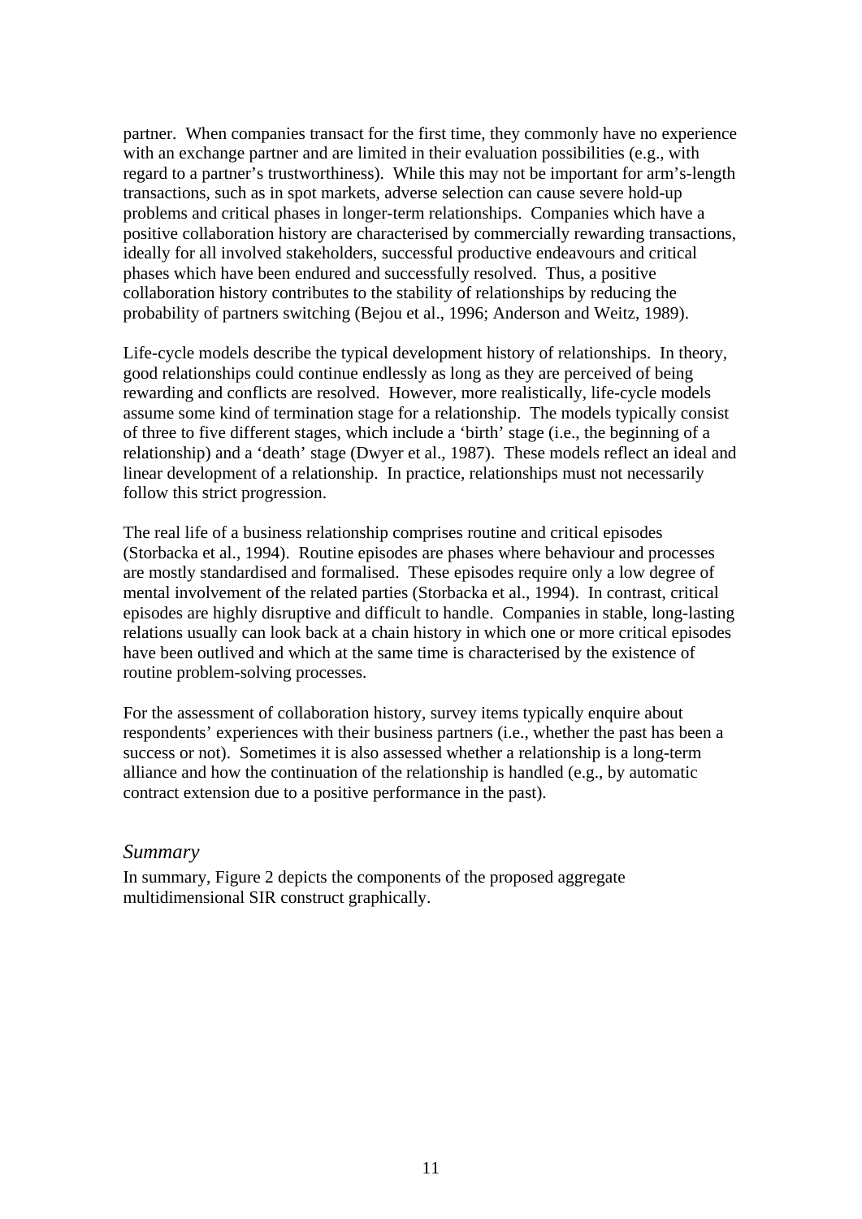partner. When companies transact for the first time, they commonly have no experience with an exchange partner and are limited in their evaluation possibilities (e.g., with regard to a partner's trustworthiness). While this may not be important for arm's-length transactions, such as in spot markets, adverse selection can cause severe hold-up problems and critical phases in longer-term relationships. Companies which have a positive collaboration history are characterised by commercially rewarding transactions, ideally for all involved stakeholders, successful productive endeavours and critical phases which have been endured and successfully resolved. Thus, a positive collaboration history contributes to the stability of relationships by reducing the probability of partners switching (Bejou et al., 1996; Anderson and Weitz, 1989).

Life-cycle models describe the typical development history of relationships. In theory, good relationships could continue endlessly as long as they are perceived of being rewarding and conflicts are resolved. However, more realistically, life-cycle models assume some kind of termination stage for a relationship. The models typically consist of three to five different stages, which include a 'birth' stage (i.e., the beginning of a relationship) and a 'death' stage (Dwyer et al., 1987). These models reflect an ideal and linear development of a relationship. In practice, relationships must not necessarily follow this strict progression.

The real life of a business relationship comprises routine and critical episodes (Storbacka et al., 1994). Routine episodes are phases where behaviour and processes are mostly standardised and formalised. These episodes require only a low degree of mental involvement of the related parties (Storbacka et al., 1994). In contrast, critical episodes are highly disruptive and difficult to handle. Companies in stable, long-lasting relations usually can look back at a chain history in which one or more critical episodes have been outlived and which at the same time is characterised by the existence of routine problem-solving processes.

For the assessment of collaboration history, survey items typically enquire about respondents' experiences with their business partners (i.e., whether the past has been a success or not). Sometimes it is also assessed whether a relationship is a long-term alliance and how the continuation of the relationship is handled (e.g., by automatic contract extension due to a positive performance in the past).

### *Summary*

In summary, Figure 2 depicts the components of the proposed aggregate multidimensional SIR construct graphically.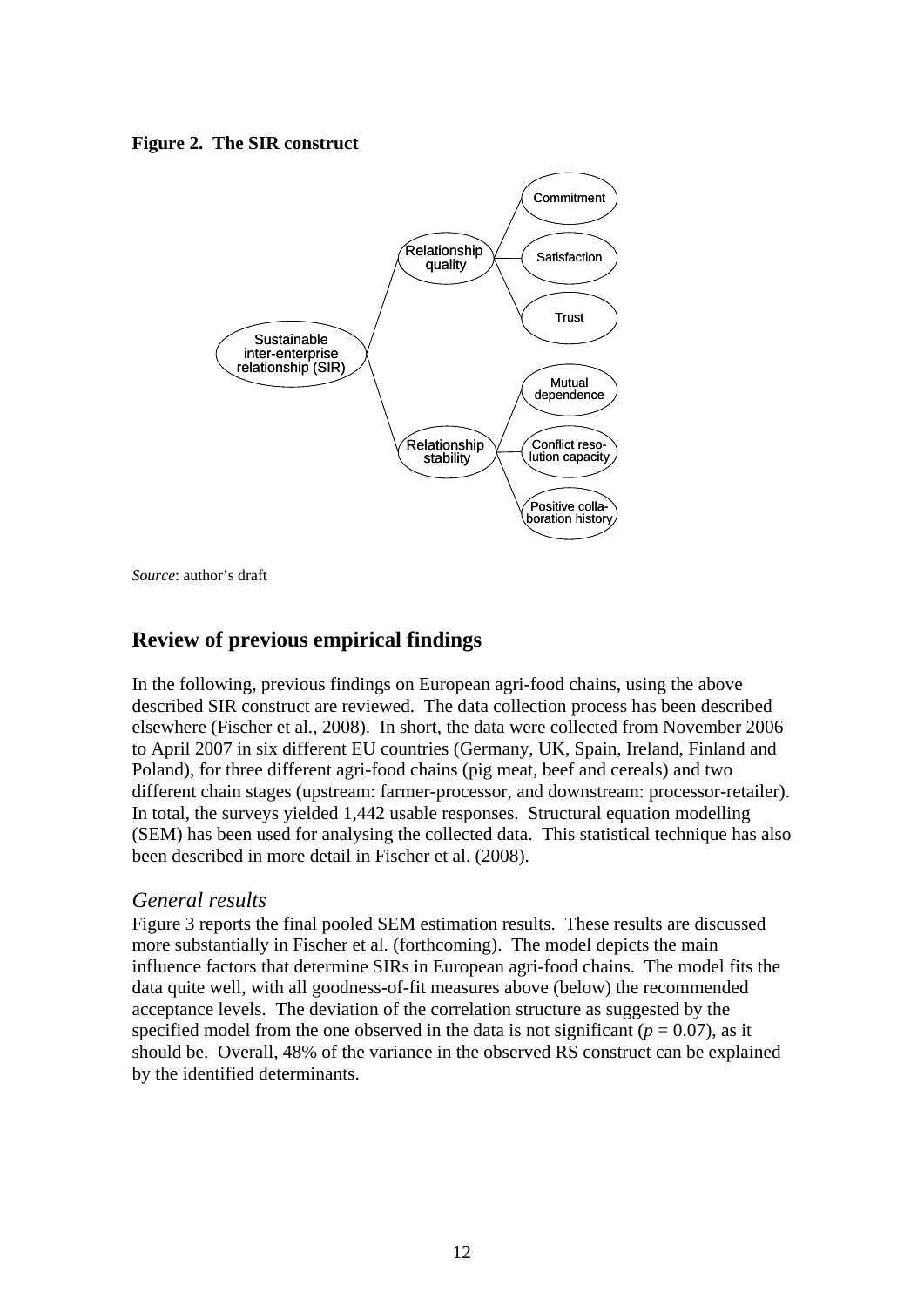**Figure 2. The SIR construct**

*Source*: author's draft

## Review of previous empirical findings

In the following, previous findings on European agri-food chains, using the above described SIR construct are reviewed. The data collection process has been described elsewhere (Fischer et al., 2008). In short, the data were collected from November 2006 to April 2007 in six different EU countries (Germany, UK, Spain, Ireland, Finland and Poland), for three different agri-food chains (pig meat, beef and cereals) and two different chain stages (upstream: farmer-processor, and downstream: processor-retailer). In total, the surveys yielded 1,442 usable responses. Structural equation modelling (SEM) has been used for analysing the collected data. This statistical technique has also been described in more detail in Fischer et al. (2008).

### *General results*

Figure 3 reports the final pooled SEM estimation results. These results are discussed more substantially in Fischer et al. (forthcoming). The model depicts the main influence factors that determine SIRs in European agri-food chains. The model fits the data quite well, with all goodness-of-fit measures above (below) the recommended acceptance levels. The deviation of the correlation structure as suggested by the specified model from the one observed in the data is not significant ($p = 0.07$), as it should be. Overall, 48% of the variance in the observed RS construct can be explained by the identified determinants.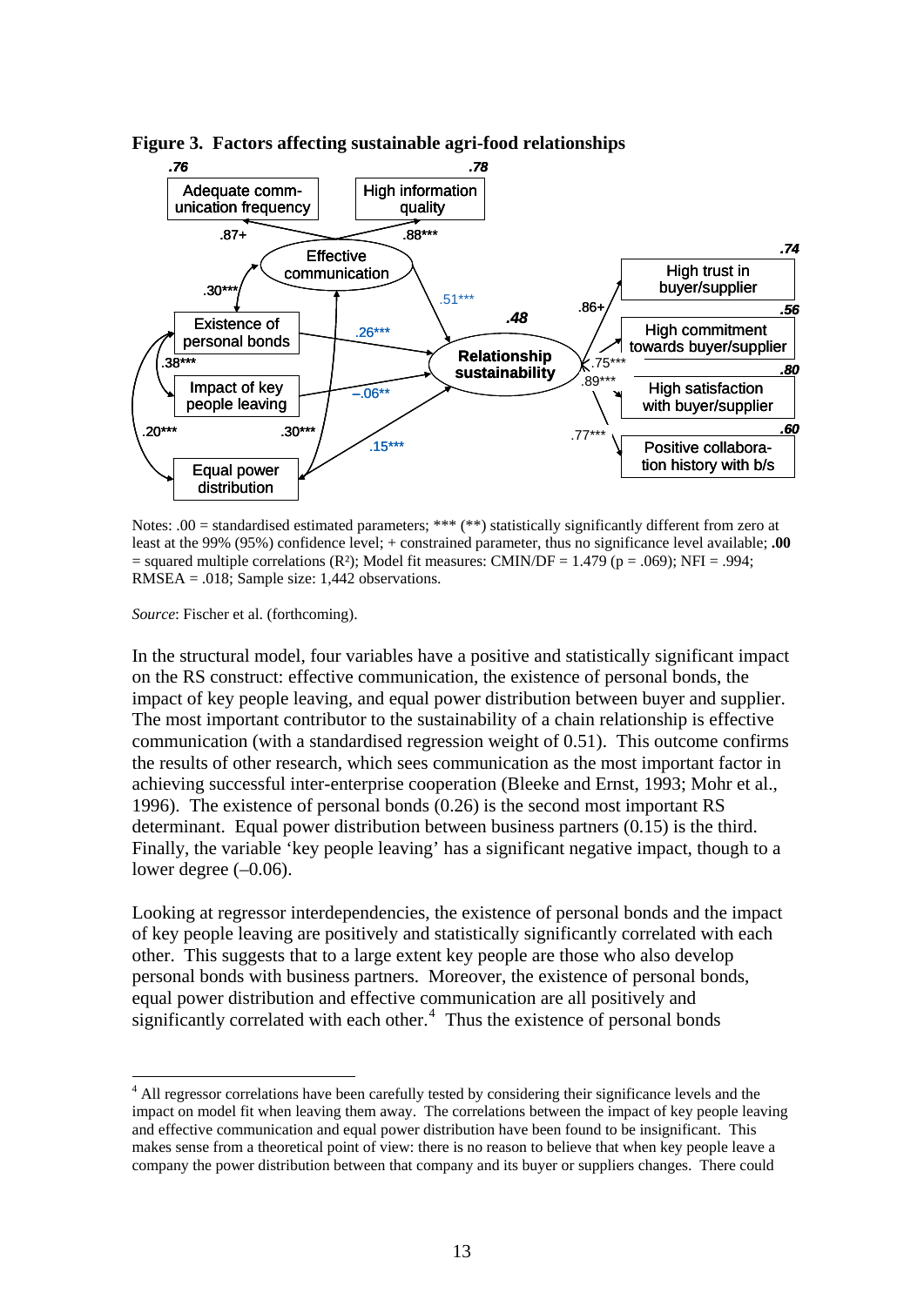**Figure 3. Factors affecting sustainable agri-food relationships**

Notes: .00 = standardised estimated parameters; *** (**) statistically significantly different from zero at least at the 99% (95%) confidence level; + constrained parameter, thus no significance level available; **.00** = squared multiple correlations ($R^2$); Model fit measures: CMIN/DF = 1.479 ($p = .069$); NFI = .994; RMSEA = .018; Sample size: 1,442 observations.

*Source*: Fischer et al. (forthcoming).

In the structural model, four variables have a positive and statistically significant impact on the RS construct: effective communication, the existence of personal bonds, the impact of key people leaving, and equal power distribution between buyer and supplier. The most important contributor to the sustainability of a chain relationship is effective communication (with a standardised regression weight of 0.51). This outcome confirms the results of other research, which sees communication as the most important factor in achieving successful inter-enterprise cooperation (Bleeke and Ernst, 1993; Mohr et al., 1996). The existence of personal bonds (0.26) is the second most important RS determinant. Equal power distribution between business partners (0.15) is the third. Finally, the variable 'key people leaving' has a significant negative impact, though to a lower degree (–0.06).

Looking at regressor interdependencies, the existence of personal bonds and the impact of key people leaving are positively and statistically significantly correlated with each other. This suggests that to a large extent key people are those who also develop personal bonds with business partners. Moreover, the existence of personal bonds, equal power distribution and effective communication are all positively and significantly correlated with each other.[4] Thus the existence of personal bonds

[4] All regressor correlations have been carefully tested by considering their significance levels and the impact on model fit when leaving them away. The correlations between the impact of key people leaving and effective communication and equal power distribution have been found to be insignificant. This makes sense from a theoretical point of view: there is no reason to believe that when key people leave a company the power distribution between that company and its buyer or suppliers changes. There could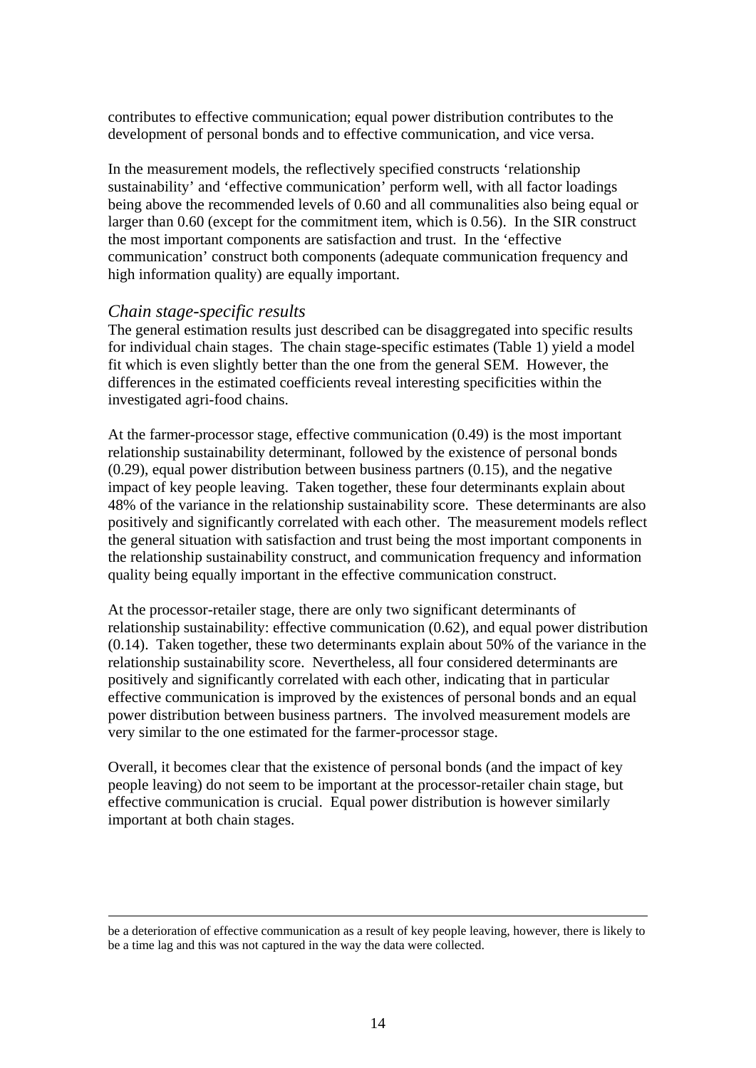contributes to effective communication; equal power distribution contributes to the development of personal bonds and to effective communication, and vice versa.

In the measurement models, the reflectively specified constructs 'relationship sustainability' and 'effective communication' perform well, with all factor loadings being above the recommended levels of 0.60 and all communalities also being equal or larger than 0.60 (except for the commitment item, which is 0.56). In the SIR construct the most important components are satisfaction and trust. In the 'effective communication' construct both components (adequate communication frequency and high information quality) are equally important.

### *Chain stage-specific results*

The general estimation results just described can be disaggregated into specific results for individual chain stages. The chain stage-specific estimates (Table 1) yield a model fit which is even slightly better than the one from the general SEM. However, the differences in the estimated coefficients reveal interesting specificities within the investigated agri-food chains.

At the farmer-processor stage, effective communication (0.49) is the most important relationship sustainability determinant, followed by the existence of personal bonds (0.29), equal power distribution between business partners (0.15), and the negative impact of key people leaving. Taken together, these four determinants explain about 48% of the variance in the relationship sustainability score. These determinants are also positively and significantly correlated with each other. The measurement models reflect the general situation with satisfaction and trust being the most important components in the relationship sustainability construct, and communication frequency and information quality being equally important in the effective communication construct.

At the processor-retailer stage, there are only two significant determinants of relationship sustainability: effective communication (0.62), and equal power distribution (0.14). Taken together, these two determinants explain about 50% of the variance in the relationship sustainability score. Nevertheless, all four considered determinants are positively and significantly correlated with each other, indicating that in particular effective communication is improved by the existences of personal bonds and an equal power distribution between business partners. The involved measurement models are very similar to the one estimated for the farmer-processor stage.

Overall, it becomes clear that the existence of personal bonds (and the impact of key people leaving) do not seem to be important at the processor-retailer chain stage, but effective communication is crucial. Equal power distribution is however similarly important at both chain stages.

---

be a deterioration of effective communication as a result of key people leaving, however, there is likely to be a time lag and this was not captured in the way the data were collected.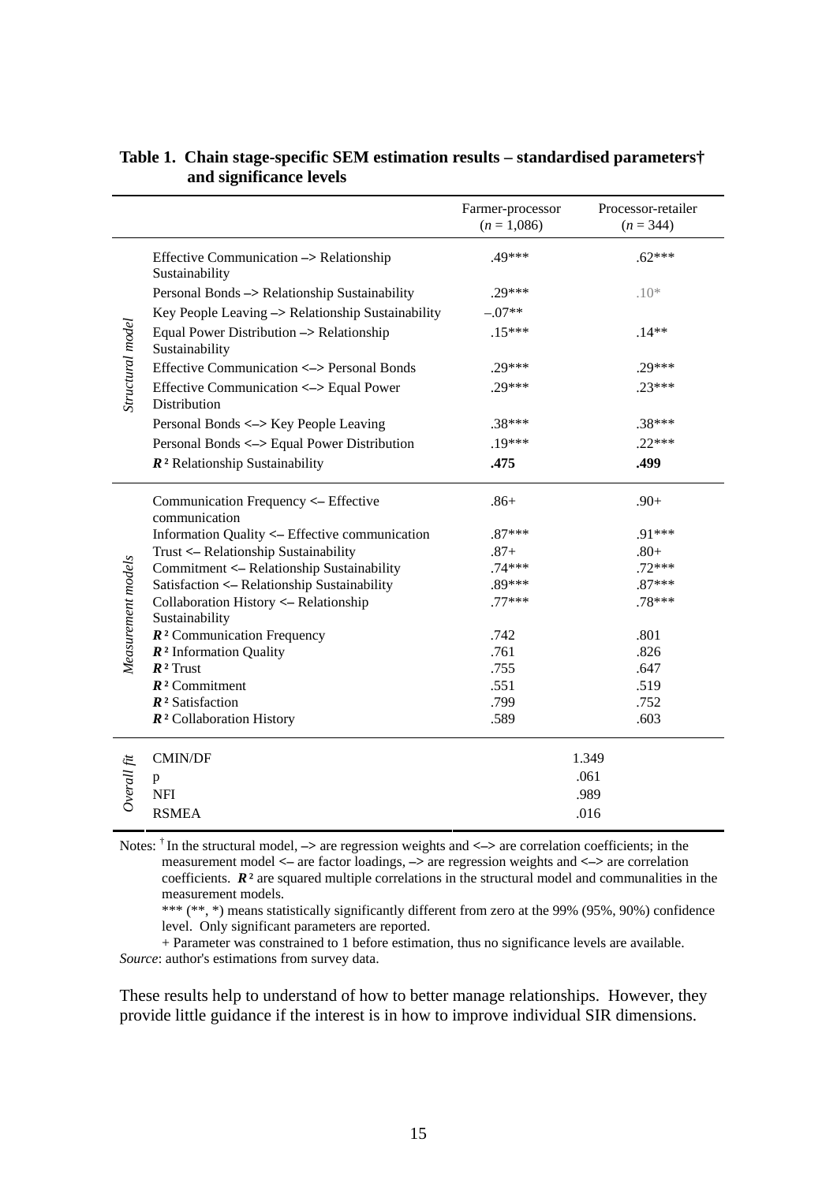**Table 1. Chain stage-specific SEM estimation results – standardised parameters† and significance levels**

| | | Farmer-processor ($n$ = 1,086) | Processor-retailer ($n$ = 344) |
|---|---|---|---|
| *Structural model* | Effective Communication –> Relationship Sustainability | .49*** | .62*** |
| | Personal Bonds –> Relationship Sustainability | .29*** | .10* |
| | Key People Leaving –> Relationship Sustainability | –.07** | |
| | Equal Power Distribution –> Relationship Sustainability | .15*** | .14** |
| | Effective Communication <–> Personal Bonds | .29*** | .29*** |
| | Effective Communication <–> Equal Power Distribution | .29*** | .23*** |
| | Personal Bonds <–> Key People Leaving | .38*** | .38*** |
| | Personal Bonds <–> Equal Power Distribution | .19*** | .22*** |
| | $R^2$ Relationship Sustainability | **.475** | **.499** |
| *Measurement models* | Communication Frequency <– Effective communication | .86+ | .90+ |
| | Information Quality <– Effective communication | .87*** | .91*** |
| | Trust <– Relationship Sustainability | .87+ | .80+ |
| | Commitment <– Relationship Sustainability | .74*** | .72*** |
| | Satisfaction <– Relationship Sustainability | .89*** | .87*** |
| | Collaboration History <– Relationship Sustainability | .77*** | .78*** |
| | $R^2$ Communication Frequency | .742 | .801 |
| | $R^2$ Information Quality | .761 | .826 |
| | $R^2$ Trust | .755 | .647 |
| | $R^2$ Commitment | .551 | .519 |
| | $R^2$ Satisfaction | .799 | .752 |
| | $R^2$ Collaboration History | .589 | .603 |
| *Overall fit* | CMIN/DF | 1.349 | |
| | p | .061 | |
| | NFI | .989 | |
| | RSMEA | .016 | |

Notes: † In the structural model, –> are regression weights and <–> are correlation coefficients; in the measurement model <– are factor loadings, –> are regression weights and <–> are correlation coefficients. $R^2$ are squared multiple correlations in the structural model and communalities in the measurement models.
*** (**, *) means statistically significantly different from zero at the 99% (95%, 90%) confidence level. Only significant parameters are reported.
+ Parameter was constrained to 1 before estimation, thus no significance levels are available.
*Source*: author's estimations from survey data.

These results help to understand of how to better manage relationships. However, they provide little guidance if the interest is in how to improve individual SIR dimensions.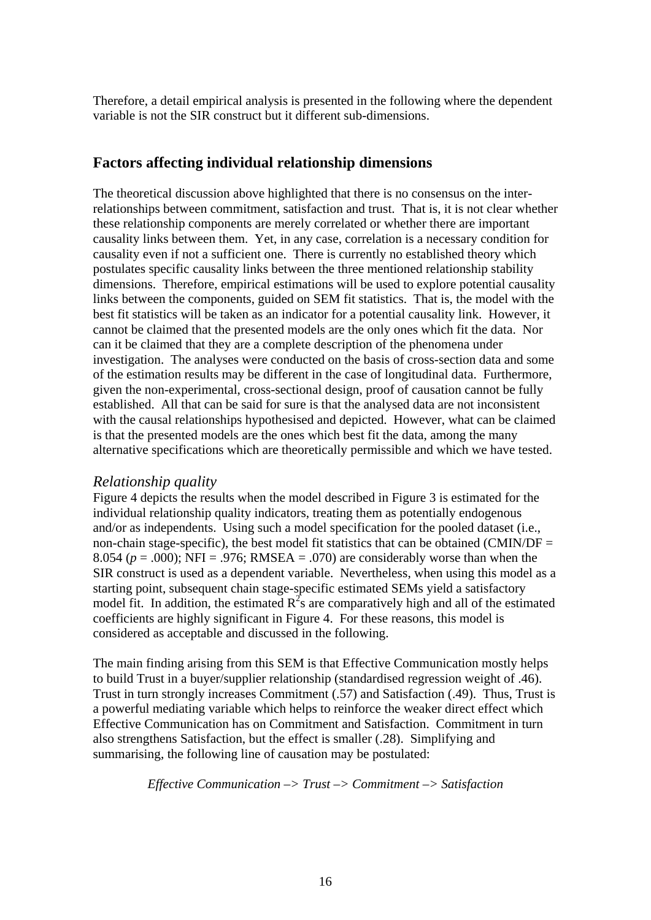Therefore, a detail empirical analysis is presented in the following where the dependent variable is not the SIR construct but it different sub-dimensions.

## Factors affecting individual relationship dimensions

The theoretical discussion above highlighted that there is no consensus on the inter-relationships between commitment, satisfaction and trust. That is, it is not clear whether these relationship components are merely correlated or whether there are important causality links between them. Yet, in any case, correlation is a necessary condition for causality even if not a sufficient one. There is currently no established theory which postulates specific causality links between the three mentioned relationship stability dimensions. Therefore, empirical estimations will be used to explore potential causality links between the components, guided on SEM fit statistics. That is, the model with the best fit statistics will be taken as an indicator for a potential causality link. However, it cannot be claimed that the presented models are the only ones which fit the data. Nor can it be claimed that they are a complete description of the phenomena under investigation. The analyses were conducted on the basis of cross-section data and some of the estimation results may be different in the case of longitudinal data. Furthermore, given the non-experimental, cross-sectional design, proof of causation cannot be fully established. All that can be said for sure is that the analysed data are not inconsistent with the causal relationships hypothesised and depicted. However, what can be claimed is that the presented models are the ones which best fit the data, among the many alternative specifications which are theoretically permissible and which we have tested.

### *Relationship quality*

Figure 4 depicts the results when the model described in Figure 3 is estimated for the individual relationship quality indicators, treating them as potentially endogenous and/or as independents. Using such a model specification for the pooled dataset (i.e., non-chain stage-specific), the best model fit statistics that can be obtained (CMIN/DF = 8.054 ($p$ = .000); NFI = .976; RMSEA = .070) are considerably worse than when the SIR construct is used as a dependent variable. Nevertheless, when using this model as a starting point, subsequent chain stage-specific estimated SEMs yield a satisfactory model fit. In addition, the estimated $R^2$s are comparatively high and all of the estimated coefficients are highly significant in Figure 4. For these reasons, this model is considered as acceptable and discussed in the following.

The main finding arising from this SEM is that Effective Communication mostly helps to build Trust in a buyer/supplier relationship (standardised regression weight of .46). Trust in turn strongly increases Commitment (.57) and Satisfaction (.49). Thus, Trust is a powerful mediating variable which helps to reinforce the weaker direct effect which Effective Communication has on Commitment and Satisfaction. Commitment in turn also strengthens Satisfaction, but the effect is smaller (.28). Simplifying and summarising, the following line of causation may be postulated:

*Effective Communication –> Trust –> Commitment –> Satisfaction*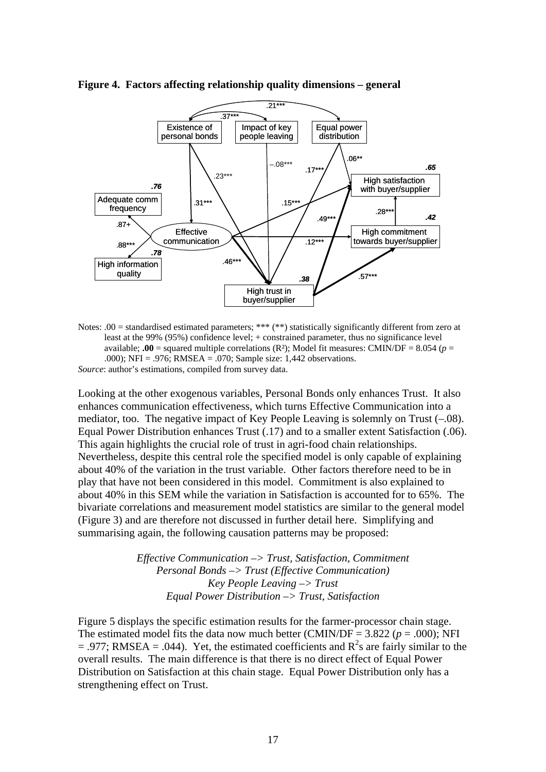**Figure 4. Factors affecting relationship quality dimensions – general**

Notes: .00 = standardised estimated parameters; *** (**) statistically significantly different from zero at least at the 99% (95%) confidence level; + constrained parameter, thus no significance level available; **.00** = squared multiple correlations (R²); Model fit measures: CMIN/DF = 8.054 ($p$ = .000); NFI = .976; RMSEA = .070; Sample size: 1,442 observations.

*Source*: author's estimations, compiled from survey data.

Looking at the other exogenous variables, Personal Bonds only enhances Trust. It also enhances communication effectiveness, which turns Effective Communication into a mediator, too. The negative impact of Key People Leaving is solemnly on Trust (–.08). Equal Power Distribution enhances Trust (.17) and to a smaller extent Satisfaction (.06). This again highlights the crucial role of trust in agri-food chain relationships. Nevertheless, despite this central role the specified model is only capable of explaining about 40% of the variation in the trust variable. Other factors therefore need to be in play that have not been considered in this model. Commitment is also explained to about 40% in this SEM while the variation in Satisfaction is accounted for to 65%. The bivariate correlations and measurement model statistics are similar to the general model (Figure 3) and are therefore not discussed in further detail here. Simplifying and summarising again, the following causation patterns may be proposed:

*Effective Communication –> Trust, Satisfaction, Commitment*
*Personal Bonds –> Trust (Effective Communication)*
*Key People Leaving –> Trust*
*Equal Power Distribution –> Trust, Satisfaction*

Figure 5 displays the specific estimation results for the farmer-processor chain stage. The estimated model fits the data now much better (CMIN/DF = 3.822 ($p$ = .000); NFI = .977; RMSEA = .044). Yet, the estimated coefficients and $R^2$s are fairly similar to the overall results. The main difference is that there is no direct effect of Equal Power Distribution on Satisfaction at this chain stage. Equal Power Distribution only has a strengthening effect on Trust.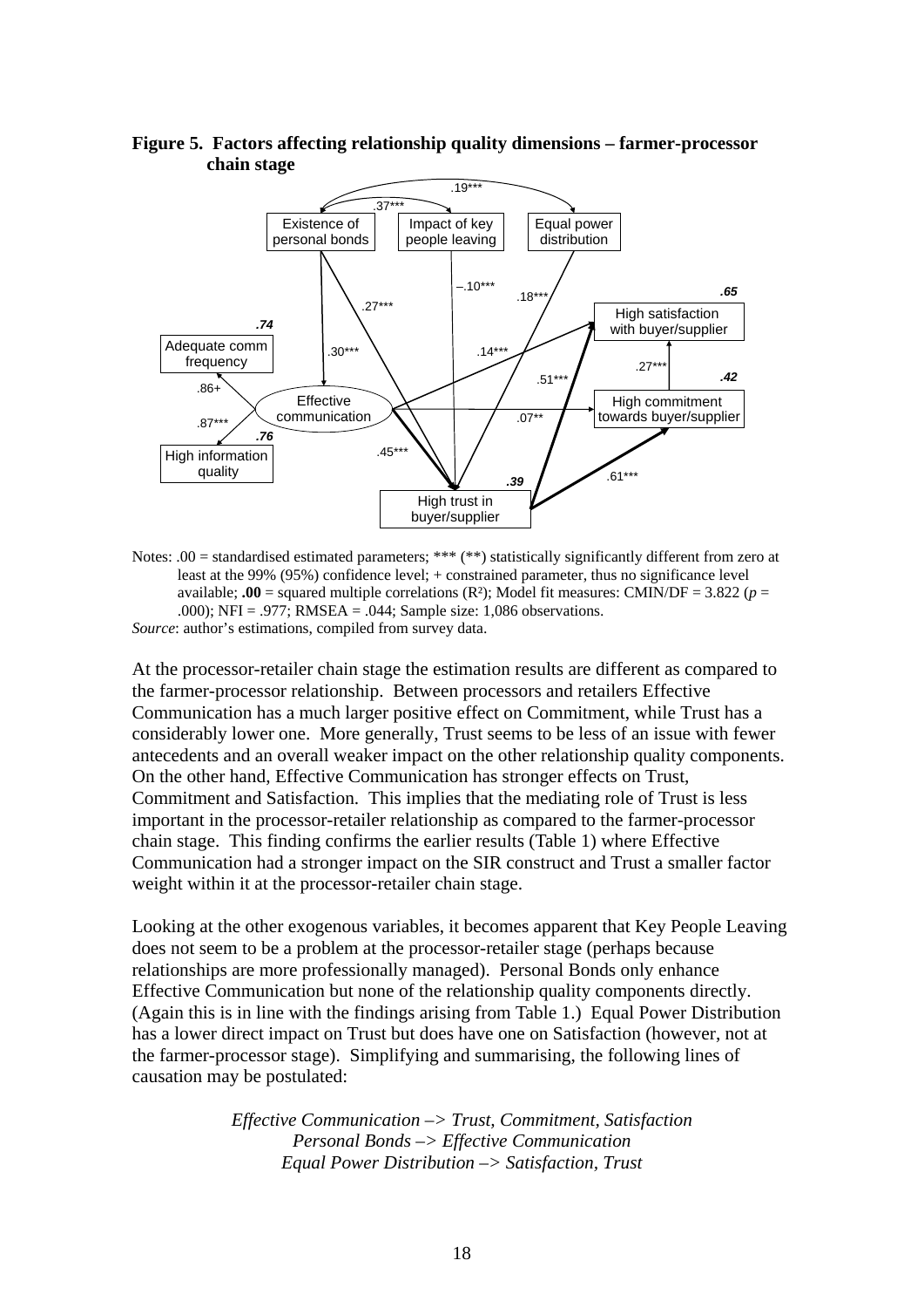**Figure 5. Factors affecting relationship quality dimensions – farmer-processor chain stage**

Notes: .00 = standardised estimated parameters; *** (**) statistically significantly different from zero at least at the 99% (95%) confidence level; + constrained parameter, thus no significance level available; **.00** = squared multiple correlations ($R^2$); Model fit measures: CMIN/DF = 3.822 ($p$ = .000); NFI = .977; RMSEA = .044; Sample size: 1,086 observations.

*Source*: author's estimations, compiled from survey data.

At the processor-retailer chain stage the estimation results are different as compared to the farmer-processor relationship. Between processors and retailers Effective Communication has a much larger positive effect on Commitment, while Trust has a considerably lower one. More generally, Trust seems to be less of an issue with fewer antecedents and an overall weaker impact on the other relationship quality components. On the other hand, Effective Communication has stronger effects on Trust, Commitment and Satisfaction. This implies that the mediating role of Trust is less important in the processor-retailer relationship as compared to the farmer-processor chain stage. This finding confirms the earlier results (Table 1) where Effective Communication had a stronger impact on the SIR construct and Trust a smaller factor weight within it at the processor-retailer chain stage.

Looking at the other exogenous variables, it becomes apparent that Key People Leaving does not seem to be a problem at the processor-retailer stage (perhaps because relationships are more professionally managed). Personal Bonds only enhance Effective Communication but none of the relationship quality components directly. (Again this is in line with the findings arising from Table 1.) Equal Power Distribution has a lower direct impact on Trust but does have one on Satisfaction (however, not at the farmer-processor stage). Simplifying and summarising, the following lines of causation may be postulated:

*Effective Communication –> Trust, Commitment, Satisfaction*
*Personal Bonds –> Effective Communication*
*Equal Power Distribution –> Satisfaction, Trust*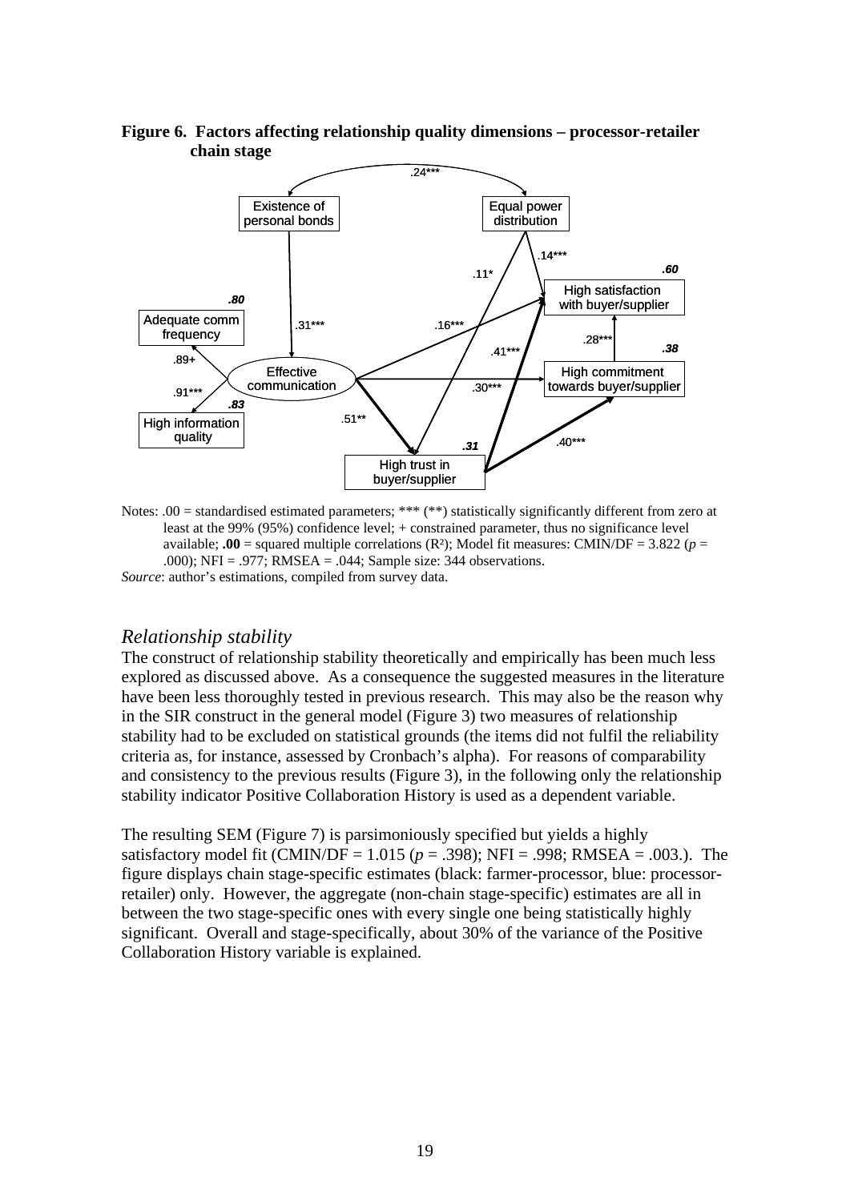**Figure 6. Factors affecting relationship quality dimensions – processor-retailer chain stage**

Notes: .00 = standardised estimated parameters; *** (**) statistically significantly different from zero at least at the 99% (95%) confidence level; + constrained parameter, thus no significance level available; **.00** = squared multiple correlations (R²); Model fit measures: CMIN/DF = 3.822 ($p$ = .000); NFI = .977; RMSEA = .044; Sample size: 344 observations.

*Source*: author's estimations, compiled from survey data.

## *Relationship stability*

The construct of relationship stability theoretically and empirically has been much less explored as discussed above. As a consequence the suggested measures in the literature have been less thoroughly tested in previous research. This may also be the reason why in the SIR construct in the general model (Figure 3) two measures of relationship stability had to be excluded on statistical grounds (the items did not fulfil the reliability criteria as, for instance, assessed by Cronbach's alpha). For reasons of comparability and consistency to the previous results (Figure 3), in the following only the relationship stability indicator Positive Collaboration History is used as a dependent variable.

The resulting SEM (Figure 7) is parsimoniously specified but yields a highly satisfactory model fit (CMIN/DF = 1.015 ($p$ = .398); NFI = .998; RMSEA = .003.). The figure displays chain stage-specific estimates (black: farmer-processor, blue: processor-retailer) only. However, the aggregate (non-chain stage-specific) estimates are all in between the two stage-specific ones with every single one being statistically highly significant. Overall and stage-specifically, about 30% of the variance of the Positive Collaboration History variable is explained.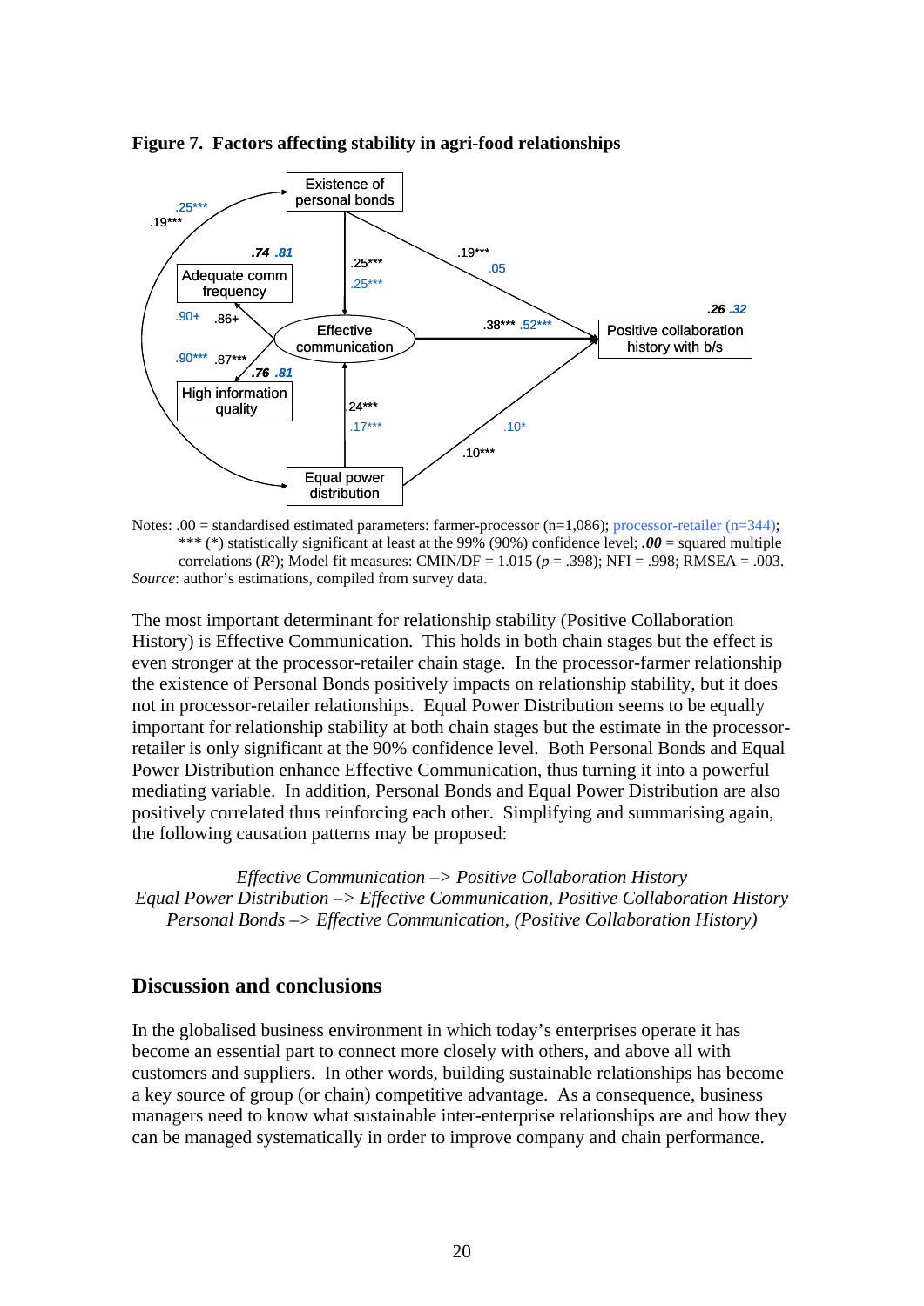**Figure 7. Factors affecting stability in agri-food relationships**

Notes: .00 = standardised estimated parameters: farmer-processor (n=1,086); processor-retailer (n=344); *** (*) statistically significant at least at the 99% (90%) confidence level; ***.00*** = squared multiple correlations ($R^2$); Model fit measures: CMIN/DF = 1.015 ($p$ = .398); NFI = .998; RMSEA = .003.
*Source*: author's estimations, compiled from survey data.

The most important determinant for relationship stability (Positive Collaboration History) is Effective Communication. This holds in both chain stages but the effect is even stronger at the processor-retailer chain stage. In the processor-farmer relationship the existence of Personal Bonds positively impacts on relationship stability, but it does not in processor-retailer relationships. Equal Power Distribution seems to be equally important for relationship stability at both chain stages but the estimate in the processor-retailer is only significant at the 90% confidence level. Both Personal Bonds and Equal Power Distribution enhance Effective Communication, thus turning it into a powerful mediating variable. In addition, Personal Bonds and Equal Power Distribution are also positively correlated thus reinforcing each other. Simplifying and summarising again, the following causation patterns may be proposed:

*Effective Communication –> Positive Collaboration History*
*Equal Power Distribution –> Effective Communication, Positive Collaboration History*
*Personal Bonds –> Effective Communication, (Positive Collaboration History)*

## Discussion and conclusions

In the globalised business environment in which today's enterprises operate it has become an essential part to connect more closely with others, and above all with customers and suppliers. In other words, building sustainable relationships has become a key source of group (or chain) competitive advantage. As a consequence, business managers need to know what sustainable inter-enterprise relationships are and how they can be managed systematically in order to improve company and chain performance.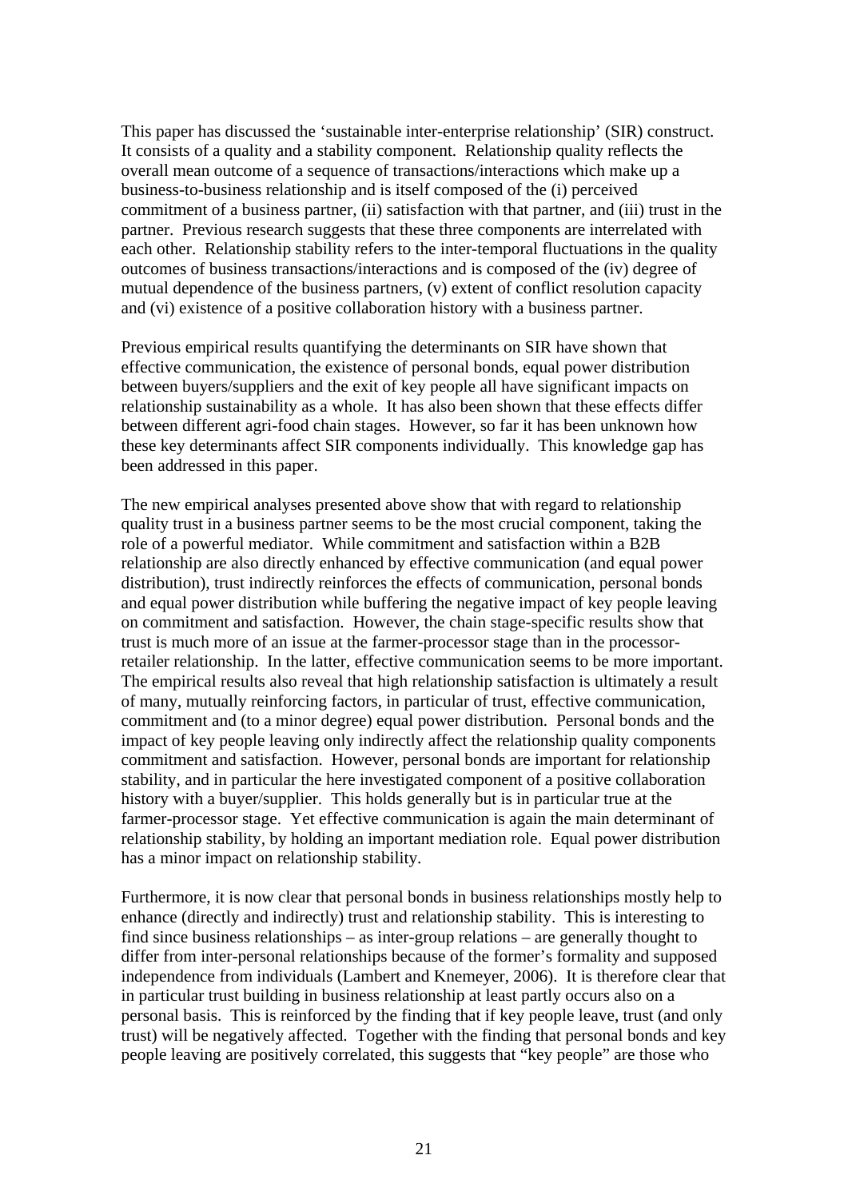This paper has discussed the 'sustainable inter-enterprise relationship' (SIR) construct. It consists of a quality and a stability component. Relationship quality reflects the overall mean outcome of a sequence of transactions/interactions which make up a business-to-business relationship and is itself composed of the (i) perceived commitment of a business partner, (ii) satisfaction with that partner, and (iii) trust in the partner. Previous research suggests that these three components are interrelated with each other. Relationship stability refers to the inter-temporal fluctuations in the quality outcomes of business transactions/interactions and is composed of the (iv) degree of mutual dependence of the business partners, (v) extent of conflict resolution capacity and (vi) existence of a positive collaboration history with a business partner.

Previous empirical results quantifying the determinants on SIR have shown that effective communication, the existence of personal bonds, equal power distribution between buyers/suppliers and the exit of key people all have significant impacts on relationship sustainability as a whole. It has also been shown that these effects differ between different agri-food chain stages. However, so far it has been unknown how these key determinants affect SIR components individually. This knowledge gap has been addressed in this paper.

The new empirical analyses presented above show that with regard to relationship quality trust in a business partner seems to be the most crucial component, taking the role of a powerful mediator. While commitment and satisfaction within a B2B relationship are also directly enhanced by effective communication (and equal power distribution), trust indirectly reinforces the effects of communication, personal bonds and equal power distribution while buffering the negative impact of key people leaving on commitment and satisfaction. However, the chain stage-specific results show that trust is much more of an issue at the farmer-processor stage than in the processor-retailer relationship. In the latter, effective communication seems to be more important. The empirical results also reveal that high relationship satisfaction is ultimately a result of many, mutually reinforcing factors, in particular of trust, effective communication, commitment and (to a minor degree) equal power distribution. Personal bonds and the impact of key people leaving only indirectly affect the relationship quality components commitment and satisfaction. However, personal bonds are important for relationship stability, and in particular the here investigated component of a positive collaboration history with a buyer/supplier. This holds generally but is in particular true at the farmer-processor stage. Yet effective communication is again the main determinant of relationship stability, by holding an important mediation role. Equal power distribution has a minor impact on relationship stability.

Furthermore, it is now clear that personal bonds in business relationships mostly help to enhance (directly and indirectly) trust and relationship stability. This is interesting to find since business relationships – as inter-group relations – are generally thought to differ from inter-personal relationships because of the former's formality and supposed independence from individuals (Lambert and Knemeyer, 2006). It is therefore clear that in particular trust building in business relationship at least partly occurs also on a personal basis. This is reinforced by the finding that if key people leave, trust (and only trust) will be negatively affected. Together with the finding that personal bonds and key people leaving are positively correlated, this suggests that "key people" are those who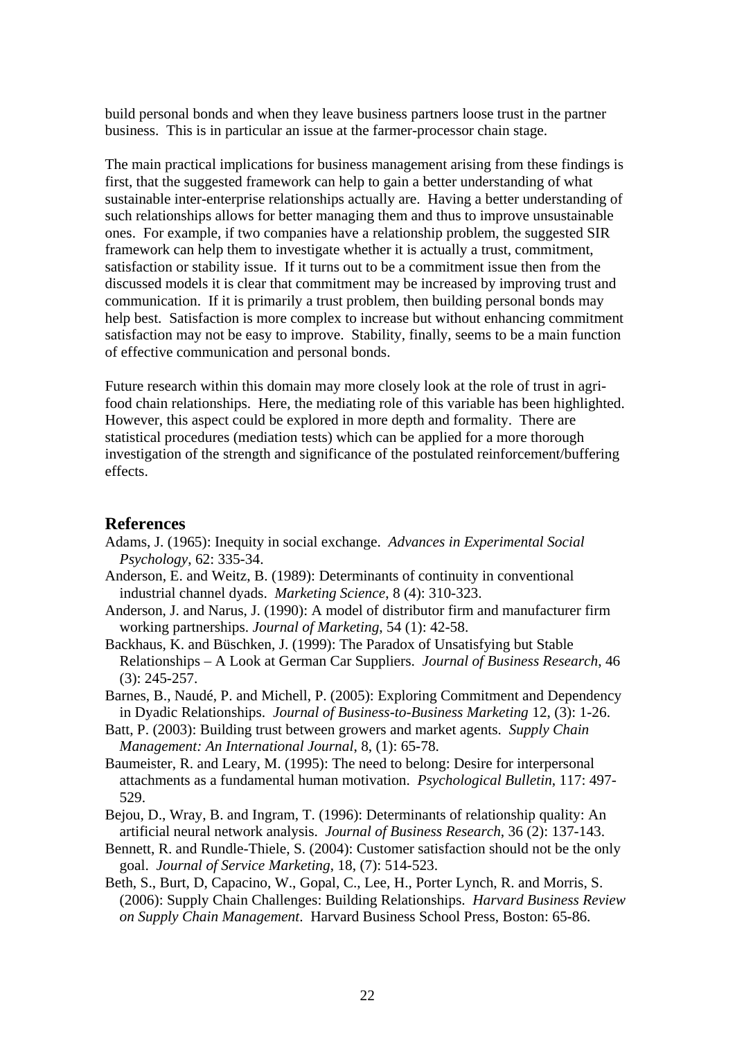build personal bonds and when they leave business partners loose trust in the partner business. This is in particular an issue at the farmer-processor chain stage.

The main practical implications for business management arising from these findings is first, that the suggested framework can help to gain a better understanding of what sustainable inter-enterprise relationships actually are. Having a better understanding of such relationships allows for better managing them and thus to improve unsustainable ones. For example, if two companies have a relationship problem, the suggested SIR framework can help them to investigate whether it is actually a trust, commitment, satisfaction or stability issue. If it turns out to be a commitment issue then from the discussed models it is clear that commitment may be increased by improving trust and communication. If it is primarily a trust problem, then building personal bonds may help best. Satisfaction is more complex to increase but without enhancing commitment satisfaction may not be easy to improve. Stability, finally, seems to be a main function of effective communication and personal bonds.

Future research within this domain may more closely look at the role of trust in agri-food chain relationships. Here, the mediating role of this variable has been highlighted. However, this aspect could be explored in more depth and formality. There are statistical procedures (mediation tests) which can be applied for a more thorough investigation of the strength and significance of the postulated reinforcement/buffering effects.

## References

Adams, J. (1965): Inequity in social exchange. *Advances in Experimental Social Psychology*, 62: 335-34.

Anderson, E. and Weitz, B. (1989): Determinants of continuity in conventional industrial channel dyads. *Marketing Science*, 8 (4): 310-323.

Anderson, J. and Narus, J. (1990): A model of distributor firm and manufacturer firm working partnerships. *Journal of Marketing*, 54 (1): 42-58.

Backhaus, K. and Büschken, J. (1999): The Paradox of Unsatisfying but Stable Relationships – A Look at German Car Suppliers. *Journal of Business Research*, 46 (3): 245-257.

Barnes, B., Naudé, P. and Michell, P. (2005): Exploring Commitment and Dependency in Dyadic Relationships. *Journal of Business-to-Business Marketing* 12, (3): 1-26.

Batt, P. (2003): Building trust between growers and market agents. *Supply Chain Management: An International Journal*, 8, (1): 65-78.

Baumeister, R. and Leary, M. (1995): The need to belong: Desire for interpersonal attachments as a fundamental human motivation. *Psychological Bulletin*, 117: 497-529.

Bejou, D., Wray, B. and Ingram, T. (1996): Determinants of relationship quality: An artificial neural network analysis. *Journal of Business Research*, 36 (2): 137-143.

Bennett, R. and Rundle-Thiele, S. (2004): Customer satisfaction should not be the only goal. *Journal of Service Marketing*, 18, (7): 514-523.

Beth, S., Burt, D, Capacino, W., Gopal, C., Lee, H., Porter Lynch, R. and Morris, S. (2006): Supply Chain Challenges: Building Relationships. *Harvard Business Review on Supply Chain Management*. Harvard Business School Press, Boston: 65-86.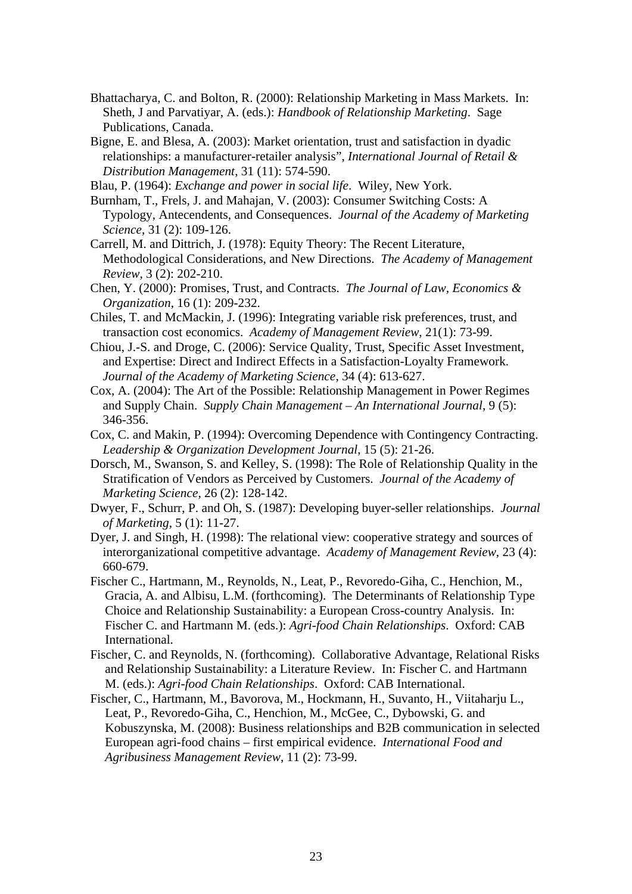Bhattacharya, C. and Bolton, R. (2000): Relationship Marketing in Mass Markets. In: Sheth, J and Parvatiyar, A. (eds.): *Handbook of Relationship Marketing*. Sage Publications, Canada.

Bigne, E. and Blesa, A. (2003): Market orientation, trust and satisfaction in dyadic relationships: a manufacturer-retailer analysis", *International Journal of Retail & Distribution Management*, 31 (11): 574-590.

Blau, P. (1964): *Exchange and power in social life*. Wiley, New York.

Burnham, T., Frels, J. and Mahajan, V. (2003): Consumer Switching Costs: A Typology, Antecendents, and Consequences. *Journal of the Academy of Marketing Science*, 31 (2): 109-126.

Carrell, M. and Dittrich, J. (1978): Equity Theory: The Recent Literature, Methodological Considerations, and New Directions. *The Academy of Management Review*, 3 (2): 202-210.

Chen, Y. (2000): Promises, Trust, and Contracts. *The Journal of Law, Economics & Organization*, 16 (1): 209-232.

Chiles, T. and McMackin, J. (1996): Integrating variable risk preferences, trust, and transaction cost economics. *Academy of Management Review*, 21(1): 73-99.

Chiou, J.-S. and Droge, C. (2006): Service Quality, Trust, Specific Asset Investment, and Expertise: Direct and Indirect Effects in a Satisfaction-Loyalty Framework. *Journal of the Academy of Marketing Science*, 34 (4): 613-627.

Cox, A. (2004): The Art of the Possible: Relationship Management in Power Regimes and Supply Chain. *Supply Chain Management – An International Journal*, 9 (5): 346-356.

Cox, C. and Makin, P. (1994): Overcoming Dependence with Contingency Contracting. *Leadership & Organization Development Journal*, 15 (5): 21-26.

Dorsch, M., Swanson, S. and Kelley, S. (1998): The Role of Relationship Quality in the Stratification of Vendors as Perceived by Customers. *Journal of the Academy of Marketing Science*, 26 (2): 128-142.

Dwyer, F., Schurr, P. and Oh, S. (1987): Developing buyer-seller relationships. *Journal of Marketing*, 5 (1): 11-27.

Dyer, J. and Singh, H. (1998): The relational view: cooperative strategy and sources of interorganizational competitive advantage. *Academy of Management Review*, 23 (4): 660-679.

Fischer C., Hartmann, M., Reynolds, N., Leat, P., Revoredo-Giha, C., Henchion, M., Gracia, A. and Albisu, L.M. (forthcoming). The Determinants of Relationship Type Choice and Relationship Sustainability: a European Cross-country Analysis. In: Fischer C. and Hartmann M. (eds.): *Agri-food Chain Relationships*. Oxford: CAB International.

Fischer, C. and Reynolds, N. (forthcoming). Collaborative Advantage, Relational Risks and Relationship Sustainability: a Literature Review. In: Fischer C. and Hartmann M. (eds.): *Agri-food Chain Relationships*. Oxford: CAB International.

Fischer, C., Hartmann, M., Bavorova, M., Hockmann, H., Suvanto, H., Viitaharju L., Leat, P., Revoredo-Giha, C., Henchion, M., McGee, C., Dybowski, G. and Kobuszynska, M. (2008): Business relationships and B2B communication in selected European agri-food chains – first empirical evidence. *International Food and Agribusiness Management Review*, 11 (2): 73-99.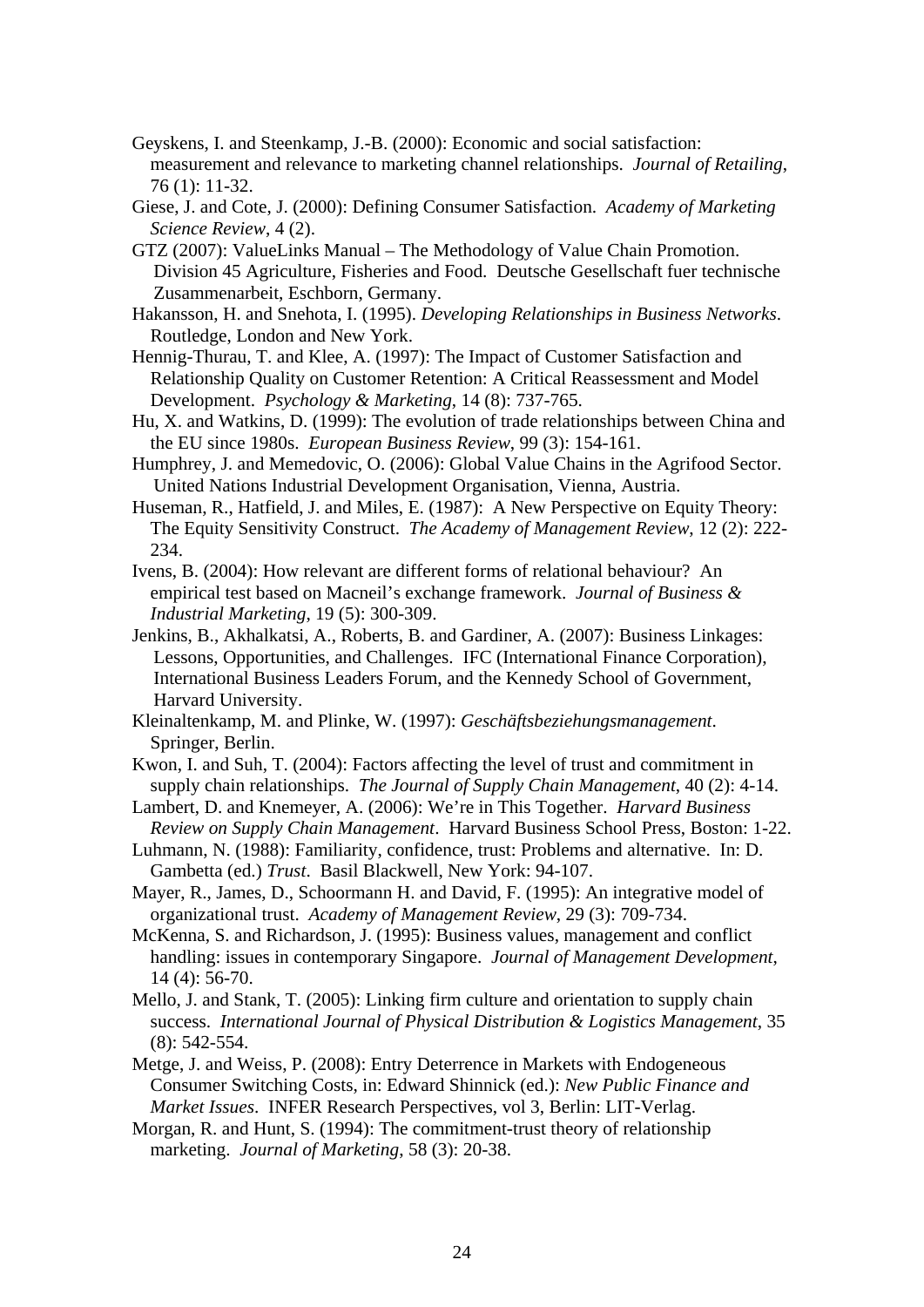Geyskens, I. and Steenkamp, J.-B. (2000): Economic and social satisfaction: measurement and relevance to marketing channel relationships. *Journal of Retailing*, 76 (1): 11-32.

Giese, J. and Cote, J. (2000): Defining Consumer Satisfaction. *Academy of Marketing Science Review*, 4 (2).

GTZ (2007): ValueLinks Manual – The Methodology of Value Chain Promotion. Division 45 Agriculture, Fisheries and Food. Deutsche Gesellschaft fuer technische Zusammenarbeit, Eschborn, Germany.

Hakansson, H. and Snehota, I. (1995). *Developing Relationships in Business Networks*. Routledge, London and New York.

Hennig-Thurau, T. and Klee, A. (1997): The Impact of Customer Satisfaction and Relationship Quality on Customer Retention: A Critical Reassessment and Model Development. *Psychology & Marketing*, 14 (8): 737-765.

Hu, X. and Watkins, D. (1999): The evolution of trade relationships between China and the EU since 1980s. *European Business Review*, 99 (3): 154-161.

Humphrey, J. and Memedovic, O. (2006): Global Value Chains in the Agrifood Sector. United Nations Industrial Development Organisation, Vienna, Austria.

Huseman, R., Hatfield, J. and Miles, E. (1987): A New Perspective on Equity Theory: The Equity Sensitivity Construct. *The Academy of Management Review*, 12 (2): 222-234.

Ivens, B. (2004): How relevant are different forms of relational behaviour? An empirical test based on Macneil's exchange framework. *Journal of Business & Industrial Marketing*, 19 (5): 300-309.

Jenkins, B., Akhalkatsi, A., Roberts, B. and Gardiner, A. (2007): Business Linkages: Lessons, Opportunities, and Challenges. IFC (International Finance Corporation), International Business Leaders Forum, and the Kennedy School of Government, Harvard University.

Kleinaltenkamp, M. and Plinke, W. (1997): *Geschäftsbeziehungsmanagement*. Springer, Berlin.

Kwon, I. and Suh, T. (2004): Factors affecting the level of trust and commitment in supply chain relationships. *The Journal of Supply Chain Management*, 40 (2): 4-14.

Lambert, D. and Knemeyer, A. (2006): We're in This Together. *Harvard Business Review on Supply Chain Management*. Harvard Business School Press, Boston: 1-22.

Luhmann, N. (1988): Familiarity, confidence, trust: Problems and alternative. In: D. Gambetta (ed.) *Trust*. Basil Blackwell, New York: 94-107.

Mayer, R., James, D., Schoormann H. and David, F. (1995): An integrative model of organizational trust. *Academy of Management Review*, 29 (3): 709-734.

McKenna, S. and Richardson, J. (1995): Business values, management and conflict handling: issues in contemporary Singapore. *Journal of Management Development*, 14 (4): 56-70.

Mello, J. and Stank, T. (2005): Linking firm culture and orientation to supply chain success. *International Journal of Physical Distribution & Logistics Management*, 35 (8): 542-554.

Metge, J. and Weiss, P. (2008): Entry Deterrence in Markets with Endogeneous Consumer Switching Costs, in: Edward Shinnick (ed.): *New Public Finance and Market Issues*. INFER Research Perspectives, vol 3, Berlin: LIT-Verlag.

Morgan, R. and Hunt, S. (1994): The commitment-trust theory of relationship marketing. *Journal of Marketing*, 58 (3): 20-38.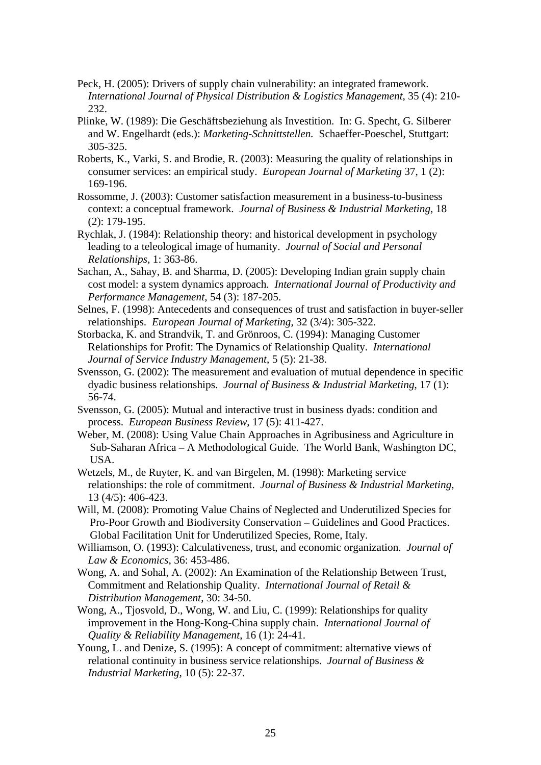Peck, H. (2005): Drivers of supply chain vulnerability: an integrated framework. *International Journal of Physical Distribution & Logistics Management*, 35 (4): 210-232.

Plinke, W. (1989): Die Geschäftsbeziehung als Investition. In: G. Specht, G. Silberer and W. Engelhardt (eds.): *Marketing-Schnittstellen.* Schaeffer-Poeschel, Stuttgart: 305-325.

Roberts, K., Varki, S. and Brodie, R. (2003): Measuring the quality of relationships in consumer services: an empirical study. *European Journal of Marketing* 37, 1 (2): 169-196.

Rossomme, J. (2003): Customer satisfaction measurement in a business-to-business context: a conceptual framework. *Journal of Business & Industrial Marketing*, 18 (2): 179-195.

Rychlak, J. (1984): Relationship theory: and historical development in psychology leading to a teleological image of humanity. *Journal of Social and Personal Relationships*, 1: 363-86.

Sachan, A., Sahay, B. and Sharma, D. (2005): Developing Indian grain supply chain cost model: a system dynamics approach. *International Journal of Productivity and Performance Management*, 54 (3): 187-205.

Selnes, F. (1998): Antecedents and consequences of trust and satisfaction in buyer-seller relationships. *European Journal of Marketing*, 32 (3/4): 305-322.

Storbacka, K. and Strandvik, T. and Grönroos, C. (1994): Managing Customer Relationships for Profit: The Dynamics of Relationship Quality. *International Journal of Service Industry Management*, 5 (5): 21-38.

Svensson, G. (2002): The measurement and evaluation of mutual dependence in specific dyadic business relationships. *Journal of Business & Industrial Marketing*, 17 (1): 56-74.

Svensson, G. (2005): Mutual and interactive trust in business dyads: condition and process. *European Business Review*, 17 (5): 411-427.

Weber, M. (2008): Using Value Chain Approaches in Agribusiness and Agriculture in Sub-Saharan Africa – A Methodological Guide. The World Bank, Washington DC, USA.

Wetzels, M., de Ruyter, K. and van Birgelen, M. (1998): Marketing service relationships: the role of commitment. *Journal of Business & Industrial Marketing*, 13 (4/5): 406-423.

Will, M. (2008): Promoting Value Chains of Neglected and Underutilized Species for Pro-Poor Growth and Biodiversity Conservation – Guidelines and Good Practices. Global Facilitation Unit for Underutilized Species, Rome, Italy.

Williamson, O. (1993): Calculativeness, trust, and economic organization. *Journal of Law & Economics*, 36: 453-486.

Wong, A. and Sohal, A. (2002): An Examination of the Relationship Between Trust, Commitment and Relationship Quality. *International Journal of Retail & Distribution Management*, 30: 34-50.

Wong, A., Tjosvold, D., Wong, W. and Liu, C. (1999): Relationships for quality improvement in the Hong-Kong-China supply chain. *International Journal of Quality & Reliability Management*, 16 (1): 24-41.

Young, L. and Denize, S. (1995): A concept of commitment: alternative views of relational continuity in business service relationships. *Journal of Business & Industrial Marketing*, 10 (5): 22-37.